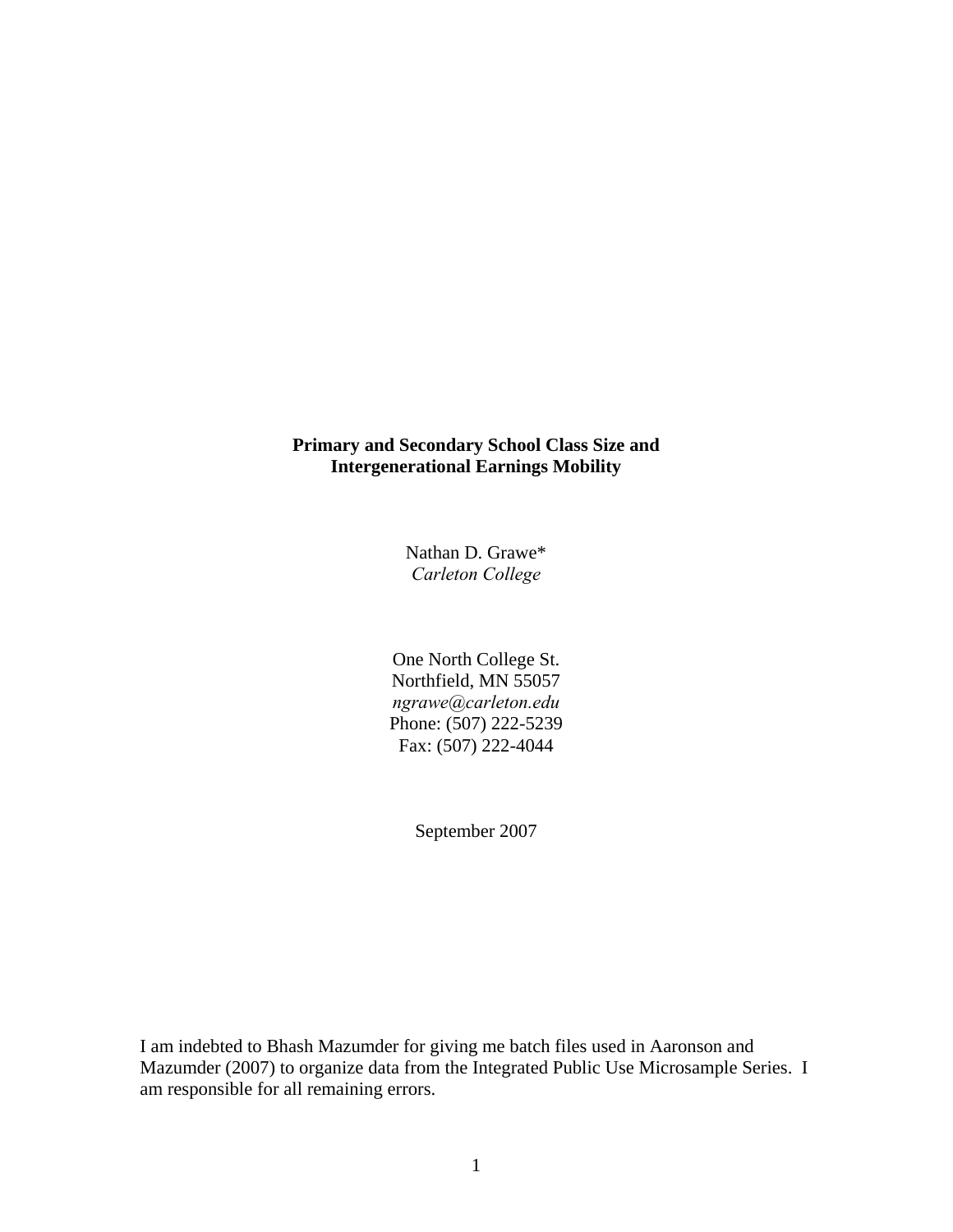# Primary and Secondary School Class Size and Intergenerational Earnings Mobility

Nathan D. Grawe*
*Carleton College*

One North College St.
Northfield, MN 55057
*ngrawe@carleton.edu*
Phone: (507) 222-5239
Fax: (507) 222-4044

September 2007

I am indebted to Bhash Mazumder for giving me batch files used in Aaronson and Mazumder (2007) to organize data from the Integrated Public Use Microsample Series. I am responsible for all remaining errors.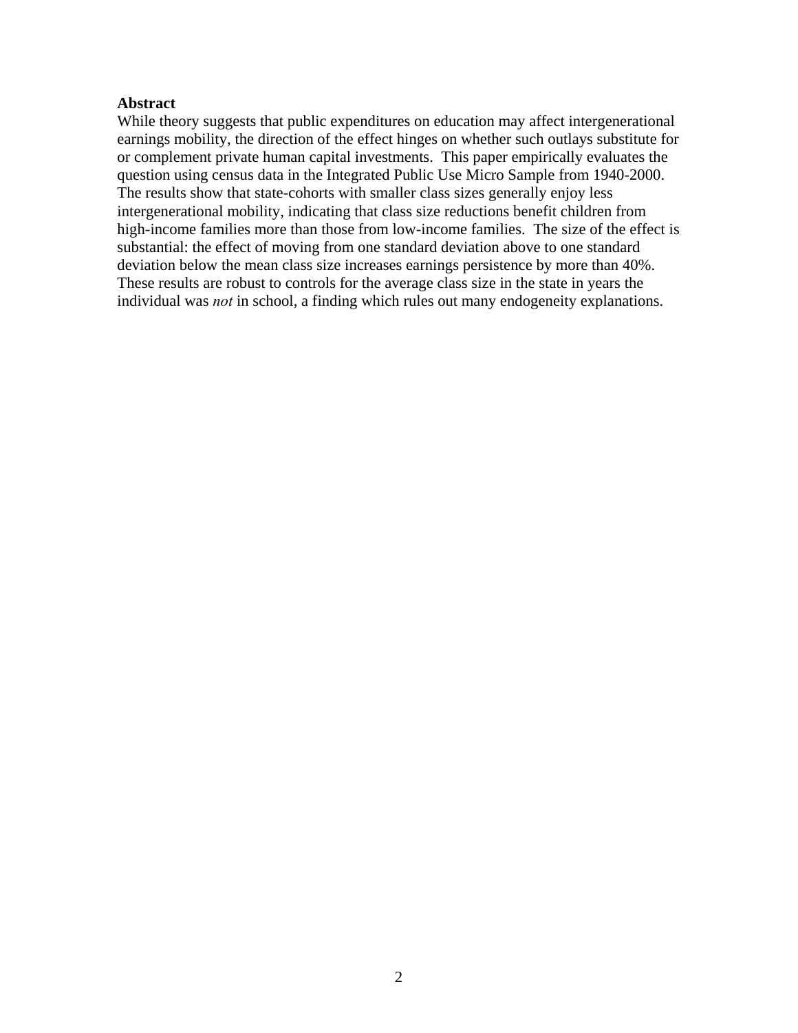**Abstract**

While theory suggests that public expenditures on education may affect intergenerational earnings mobility, the direction of the effect hinges on whether such outlays substitute for or complement private human capital investments. This paper empirically evaluates the question using census data in the Integrated Public Use Micro Sample from 1940-2000. The results show that state-cohorts with smaller class sizes generally enjoy less intergenerational mobility, indicating that class size reductions benefit children from high-income families more than those from low-income families. The size of the effect is substantial: the effect of moving from one standard deviation above to one standard deviation below the mean class size increases earnings persistence by more than 40%. These results are robust to controls for the average class size in the state in years the individual was *not* in school, a finding which rules out many endogeneity explanations.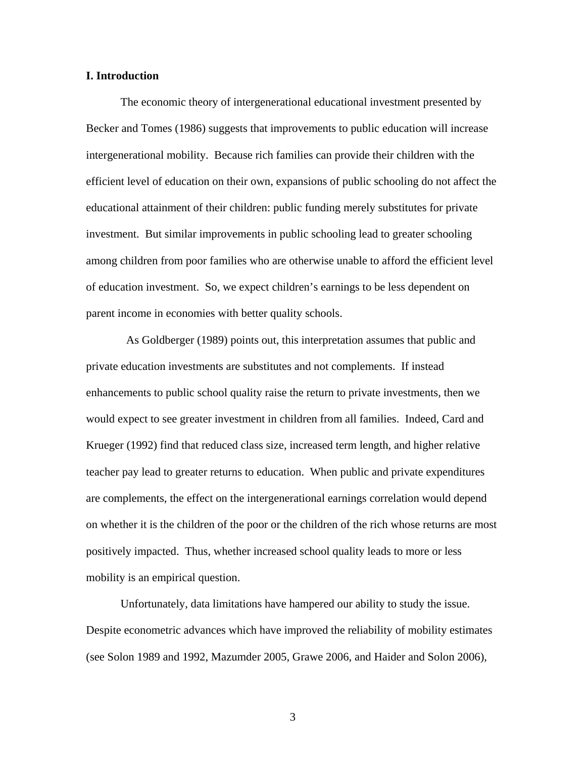## I. Introduction

The economic theory of intergenerational educational investment presented by Becker and Tomes (1986) suggests that improvements to public education will increase intergenerational mobility. Because rich families can provide their children with the efficient level of education on their own, expansions of public schooling do not affect the educational attainment of their children: public funding merely substitutes for private investment. But similar improvements in public schooling lead to greater schooling among children from poor families who are otherwise unable to afford the efficient level of education investment. So, we expect children's earnings to be less dependent on parent income in economies with better quality schools.

As Goldberger (1989) points out, this interpretation assumes that public and private education investments are substitutes and not complements. If instead enhancements to public school quality raise the return to private investments, then we would expect to see greater investment in children from all families. Indeed, Card and Krueger (1992) find that reduced class size, increased term length, and higher relative teacher pay lead to greater returns to education. When public and private expenditures are complements, the effect on the intergenerational earnings correlation would depend on whether it is the children of the poor or the children of the rich whose returns are most positively impacted. Thus, whether increased school quality leads to more or less mobility is an empirical question.

Unfortunately, data limitations have hampered our ability to study the issue. Despite econometric advances which have improved the reliability of mobility estimates (see Solon 1989 and 1992, Mazumder 2005, Grawe 2006, and Haider and Solon 2006),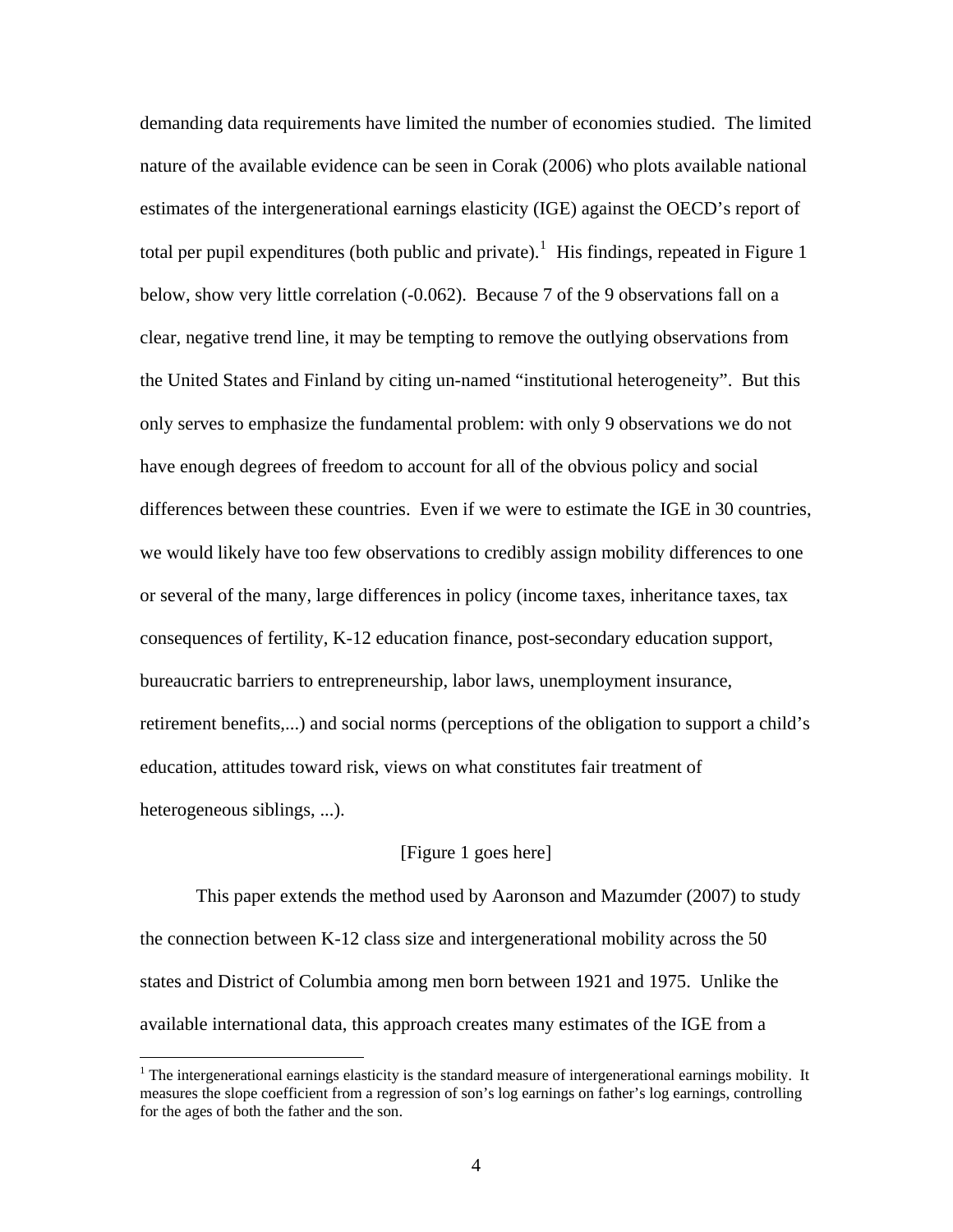demanding data requirements have limited the number of economies studied. The limited nature of the available evidence can be seen in Corak (2006) who plots available national estimates of the intergenerational earnings elasticity (IGE) against the OECD's report of total per pupil expenditures (both public and private).[1] His findings, repeated in Figure 1 below, show very little correlation (-0.062). Because 7 of the 9 observations fall on a clear, negative trend line, it may be tempting to remove the outlying observations from the United States and Finland by citing un-named "institutional heterogeneity". But this only serves to emphasize the fundamental problem: with only 9 observations we do not have enough degrees of freedom to account for all of the obvious policy and social differences between these countries. Even if we were to estimate the IGE in 30 countries, we would likely have too few observations to credibly assign mobility differences to one or several of the many, large differences in policy (income taxes, inheritance taxes, tax consequences of fertility, K-12 education finance, post-secondary education support, bureaucratic barriers to entrepreneurship, labor laws, unemployment insurance, retirement benefits,...) and social norms (perceptions of the obligation to support a child's education, attitudes toward risk, views on what constitutes fair treatment of heterogeneous siblings, ...).

[Figure 1 goes here]

This paper extends the method used by Aaronson and Mazumder (2007) to study the connection between K-12 class size and intergenerational mobility across the 50 states and District of Columbia among men born between 1921 and 1975. Unlike the available international data, this approach creates many estimates of the IGE from a

---

[1] The intergenerational earnings elasticity is the standard measure of intergenerational earnings mobility. It measures the slope coefficient from a regression of son's log earnings on father's log earnings, controlling for the ages of both the father and the son.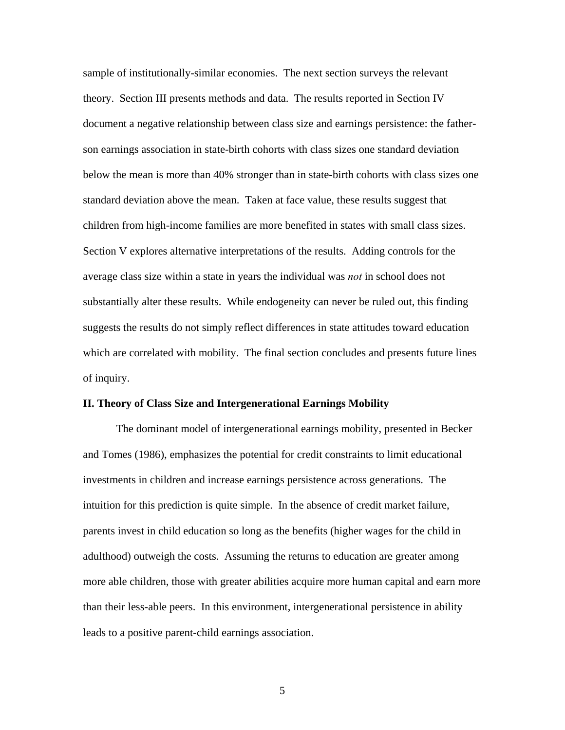sample of institutionally-similar economies. The next section surveys the relevant theory. Section III presents methods and data. The results reported in Section IV document a negative relationship between class size and earnings persistence: the father-son earnings association in state-birth cohorts with class sizes one standard deviation below the mean is more than 40% stronger than in state-birth cohorts with class sizes one standard deviation above the mean. Taken at face value, these results suggest that children from high-income families are more benefited in states with small class sizes. Section V explores alternative interpretations of the results. Adding controls for the average class size within a state in years the individual was *not* in school does not substantially alter these results. While endogeneity can never be ruled out, this finding suggests the results do not simply reflect differences in state attitudes toward education which are correlated with mobility. The final section concludes and presents future lines of inquiry.

## II. Theory of Class Size and Intergenerational Earnings Mobility

The dominant model of intergenerational earnings mobility, presented in Becker and Tomes (1986), emphasizes the potential for credit constraints to limit educational investments in children and increase earnings persistence across generations. The intuition for this prediction is quite simple. In the absence of credit market failure, parents invest in child education so long as the benefits (higher wages for the child in adulthood) outweigh the costs. Assuming the returns to education are greater among more able children, those with greater abilities acquire more human capital and earn more than their less-able peers. In this environment, intergenerational persistence in ability leads to a positive parent-child earnings association.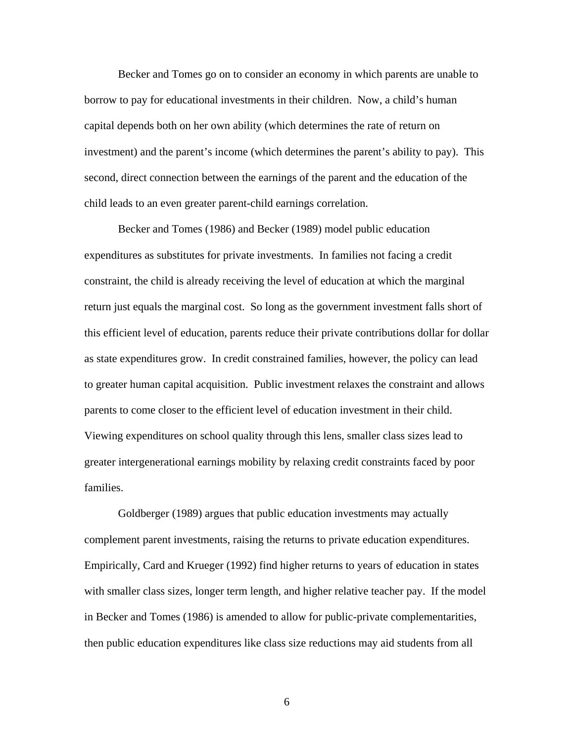Becker and Tomes go on to consider an economy in which parents are unable to borrow to pay for educational investments in their children. Now, a child's human capital depends both on her own ability (which determines the rate of return on investment) and the parent's income (which determines the parent's ability to pay). This second, direct connection between the earnings of the parent and the education of the child leads to an even greater parent-child earnings correlation.

Becker and Tomes (1986) and Becker (1989) model public education expenditures as substitutes for private investments. In families not facing a credit constraint, the child is already receiving the level of education at which the marginal return just equals the marginal cost. So long as the government investment falls short of this efficient level of education, parents reduce their private contributions dollar for dollar as state expenditures grow. In credit constrained families, however, the policy can lead to greater human capital acquisition. Public investment relaxes the constraint and allows parents to come closer to the efficient level of education investment in their child. Viewing expenditures on school quality through this lens, smaller class sizes lead to greater intergenerational earnings mobility by relaxing credit constraints faced by poor families.

Goldberger (1989) argues that public education investments may actually complement parent investments, raising the returns to private education expenditures. Empirically, Card and Krueger (1992) find higher returns to years of education in states with smaller class sizes, longer term length, and higher relative teacher pay. If the model in Becker and Tomes (1986) is amended to allow for public-private complementarities, then public education expenditures like class size reductions may aid students from all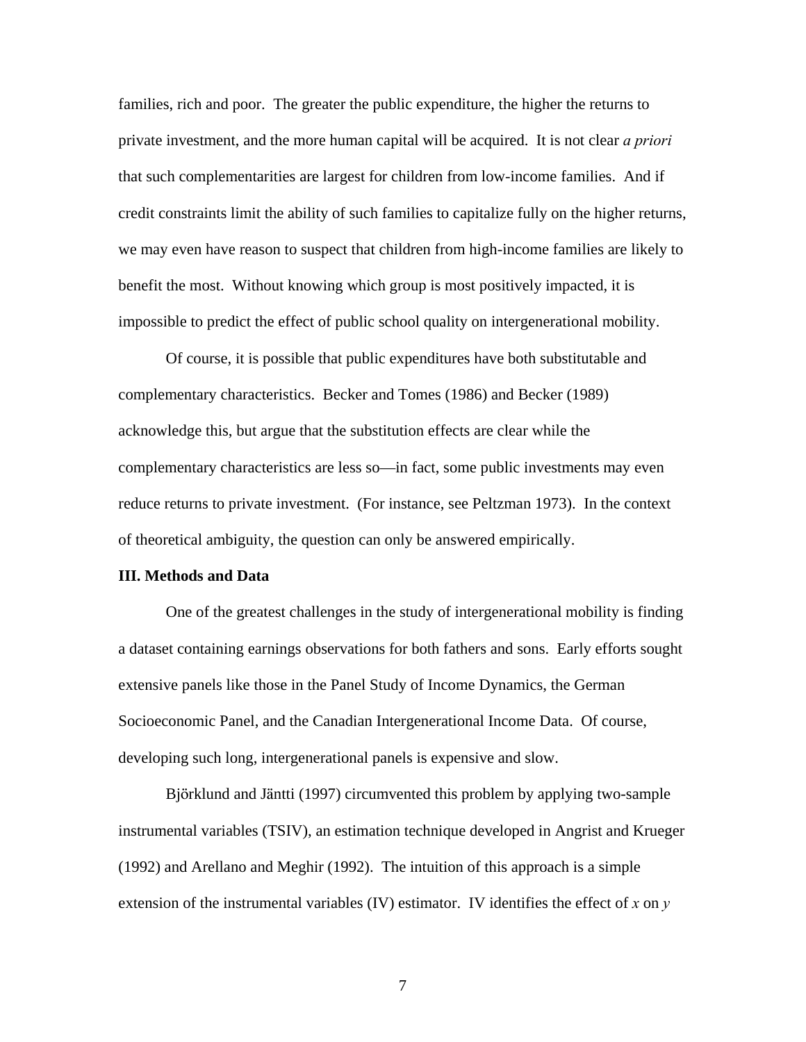families, rich and poor. The greater the public expenditure, the higher the returns to private investment, and the more human capital will be acquired. It is not clear *a priori* that such complementarities are largest for children from low-income families. And if credit constraints limit the ability of such families to capitalize fully on the higher returns, we may even have reason to suspect that children from high-income families are likely to benefit the most. Without knowing which group is most positively impacted, it is impossible to predict the effect of public school quality on intergenerational mobility.

Of course, it is possible that public expenditures have both substitutable and complementary characteristics. Becker and Tomes (1986) and Becker (1989) acknowledge this, but argue that the substitution effects are clear while the complementary characteristics are less so—in fact, some public investments may even reduce returns to private investment. (For instance, see Peltzman 1973). In the context of theoretical ambiguity, the question can only be answered empirically.

## III. Methods and Data

One of the greatest challenges in the study of intergenerational mobility is finding a dataset containing earnings observations for both fathers and sons. Early efforts sought extensive panels like those in the Panel Study of Income Dynamics, the German Socioeconomic Panel, and the Canadian Intergenerational Income Data. Of course, developing such long, intergenerational panels is expensive and slow.

Björklund and Jäntti (1997) circumvented this problem by applying two-sample instrumental variables (TSIV), an estimation technique developed in Angrist and Krueger (1992) and Arellano and Meghir (1992). The intuition of this approach is a simple extension of the instrumental variables (IV) estimator. IV identifies the effect of $x$ on $y$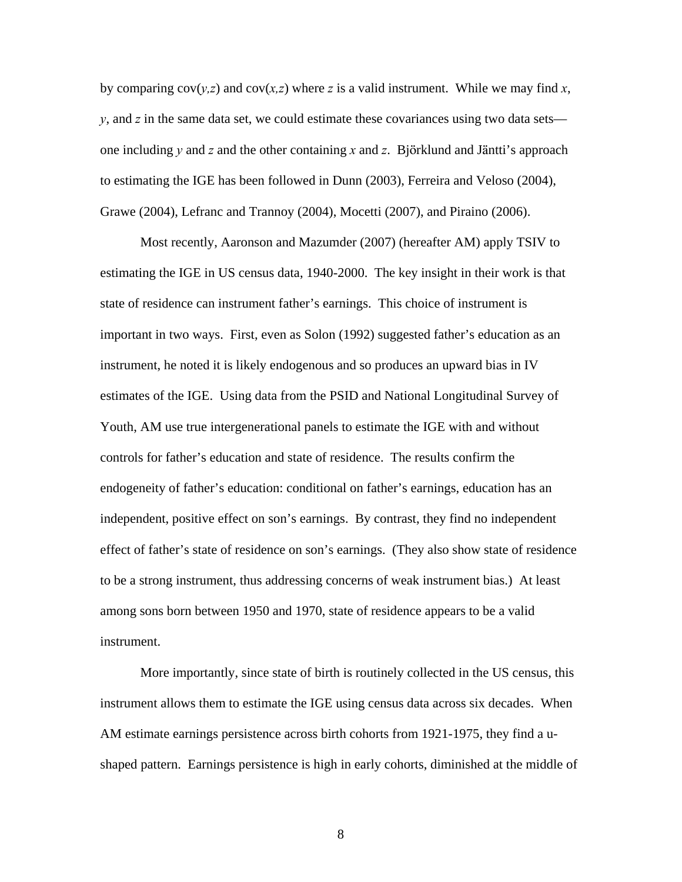by comparing cov($y,z$) and cov($x,z$) where $z$ is a valid instrument. While we may find $x$, $y$, and $z$ in the same data set, we could estimate these covariances using two data sets—one including $y$ and $z$ and the other containing $x$ and $z$. Björklund and Jäntti's approach to estimating the IGE has been followed in Dunn (2003), Ferreira and Veloso (2004), Grawe (2004), Lefranc and Trannoy (2004), Mocetti (2007), and Piraino (2006).

Most recently, Aaronson and Mazumder (2007) (hereafter AM) apply TSIV to estimating the IGE in US census data, 1940-2000. The key insight in their work is that state of residence can instrument father's earnings. This choice of instrument is important in two ways. First, even as Solon (1992) suggested father's education as an instrument, he noted it is likely endogenous and so produces an upward bias in IV estimates of the IGE. Using data from the PSID and National Longitudinal Survey of Youth, AM use true intergenerational panels to estimate the IGE with and without controls for father's education and state of residence. The results confirm the endogeneity of father's education: conditional on father's earnings, education has an independent, positive effect on son's earnings. By contrast, they find no independent effect of father's state of residence on son's earnings. (They also show state of residence to be a strong instrument, thus addressing concerns of weak instrument bias.) At least among sons born between 1950 and 1970, state of residence appears to be a valid instrument.

More importantly, since state of birth is routinely collected in the US census, this instrument allows them to estimate the IGE using census data across six decades. When AM estimate earnings persistence across birth cohorts from 1921-1975, they find a u-shaped pattern. Earnings persistence is high in early cohorts, diminished at the middle of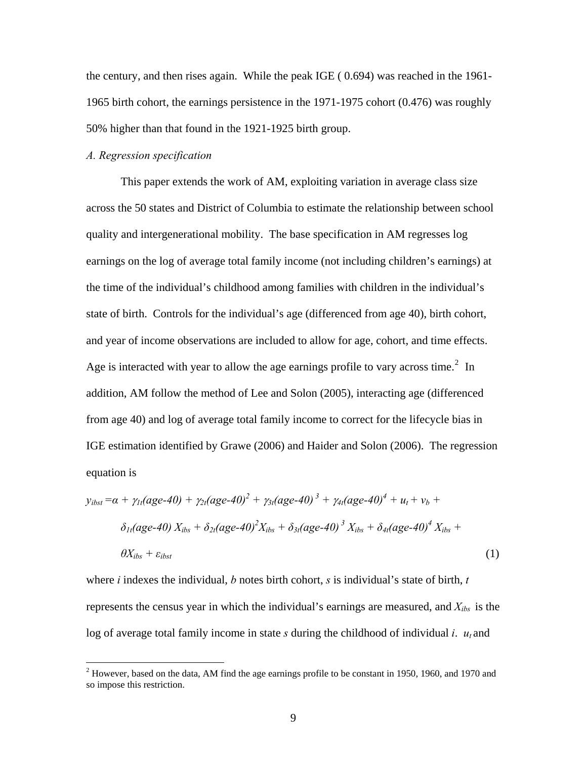the century, and then rises again. While the peak IGE ( 0.694) was reached in the 1961-1965 birth cohort, the earnings persistence in the 1971-1975 cohort (0.476) was roughly 50% higher than that found in the 1921-1925 birth group.

*A. Regression specification*

This paper extends the work of AM, exploiting variation in average class size across the 50 states and District of Columbia to estimate the relationship between school quality and intergenerational mobility. The base specification in AM regresses log earnings on the log of average total family income (not including children's earnings) at the time of the individual's childhood among families with children in the individual's state of birth. Controls for the individual's age (differenced from age 40), birth cohort, and year of income observations are included to allow for age, cohort, and time effects. Age is interacted with year to allow the age earnings profile to vary across time.[2] In addition, AM follow the method of Lee and Solon (2005), interacting age (differenced from age 40) and log of average total family income to correct for the lifecycle bias in IGE estimation identified by Grawe (2006) and Haider and Solon (2006). The regression equation is

$$y_{ibst} = \alpha + \gamma_{1t}(age\text{-}40) + \gamma_{2t}(age\text{-}40)^2 + \gamma_{3t}(age\text{-}40)^3 + \gamma_{4t}(age\text{-}40)^4 + u_t + v_b + \delta_{1t}(age\text{-}40)\, X_{ibs} + \delta_{2t}(age\text{-}40)^2 X_{ibs} + \delta_{3t}(age\text{-}40)^3 X_{ibs} + \delta_{4t}(age\text{-}40)^4 X_{ibs} + \theta X_{ibs} + \varepsilon_{ibst} \quad (1)$$

where $i$ indexes the individual, $b$ notes birth cohort, $s$ is individual's state of birth, $t$ represents the census year in which the individual's earnings are measured, and $X_{ibs}$ is the log of average total family income in state $s$ during the childhood of individual $i$. $u_t$ and

[2] However, based on the data, AM find the age earnings profile to be constant in 1950, 1960, and 1970 and so impose this restriction.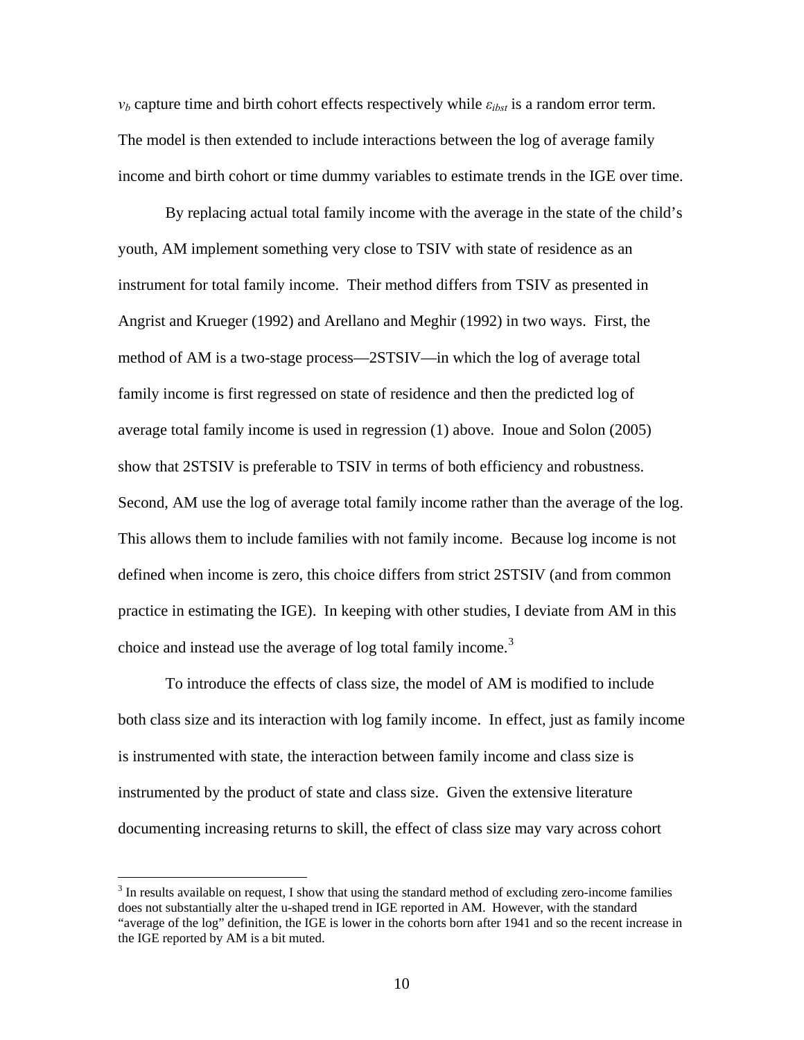$v_b$ capture time and birth cohort effects respectively while $\varepsilon_{ibst}$ is a random error term. The model is then extended to include interactions between the log of average family income and birth cohort or time dummy variables to estimate trends in the IGE over time.

By replacing actual total family income with the average in the state of the child's youth, AM implement something very close to TSIV with state of residence as an instrument for total family income. Their method differs from TSIV as presented in Angrist and Krueger (1992) and Arellano and Meghir (1992) in two ways. First, the method of AM is a two-stage process—2STSIV—in which the log of average total family income is first regressed on state of residence and then the predicted log of average total family income is used in regression (1) above. Inoue and Solon (2005) show that 2STSIV is preferable to TSIV in terms of both efficiency and robustness. Second, AM use the log of average total family income rather than the average of the log. This allows them to include families with not family income. Because log income is not defined when income is zero, this choice differs from strict 2STSIV (and from common practice in estimating the IGE). In keeping with other studies, I deviate from AM in this choice and instead use the average of log total family income.[3]

To introduce the effects of class size, the model of AM is modified to include both class size and its interaction with log family income. In effect, just as family income is instrumented with state, the interaction between family income and class size is instrumented by the product of state and class size. Given the extensive literature documenting increasing returns to skill, the effect of class size may vary across cohort

[3] In results available on request, I show that using the standard method of excluding zero-income families does not substantially alter the u-shaped trend in IGE reported in AM. However, with the standard "average of the log" definition, the IGE is lower in the cohorts born after 1941 and so the recent increase in the IGE reported by AM is a bit muted.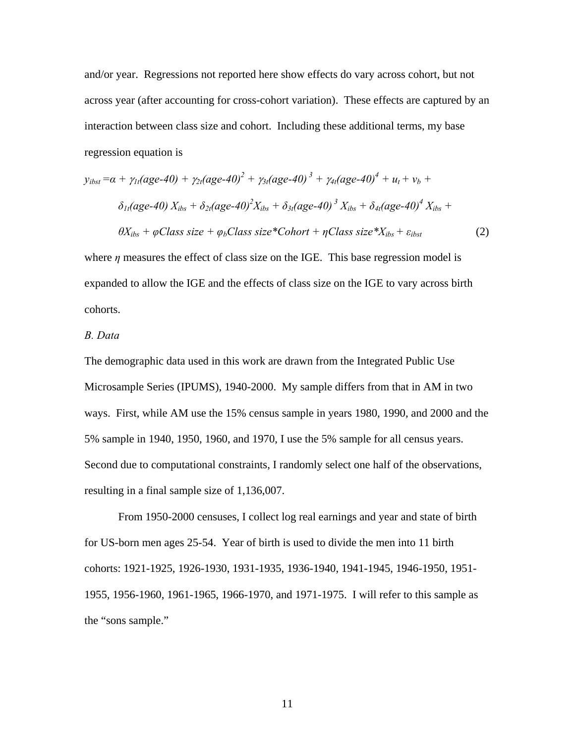and/or year. Regressions not reported here show effects do vary across cohort, but not across year (after accounting for cross-cohort variation). These effects are captured by an interaction between class size and cohort. Including these additional terms, my base regression equation is

$$
\begin{aligned}
y_{ibst} = \alpha &+ \gamma_{1t}(age\text{-}40) + \gamma_{2t}(age\text{-}40)^2 + \gamma_{3t}(age\text{-}40)^3 + \gamma_{4t}(age\text{-}40)^4 + u_t + v_b + \\
&\delta_{1t}(age\text{-}40)\, X_{ibs} + \delta_{2t}(age\text{-}40)^2 X_{ibs} + \delta_{3t}(age\text{-}40)^3\, X_{ibs} + \delta_{4t}(age\text{-}40)^4\, X_{ibs} + \\
&\theta X_{ibs} + \varphi Class\ size + \varphi_b Class\ size{*}Cohort + \eta Class\ size{*}X_{ibs} + \varepsilon_{ibst} \qquad (2)
\end{aligned}
$$

where $\eta$ measures the effect of class size on the IGE. This base regression model is expanded to allow the IGE and the effects of class size on the IGE to vary across birth cohorts.

*B. Data*

The demographic data used in this work are drawn from the Integrated Public Use Microsample Series (IPUMS), 1940-2000. My sample differs from that in AM in two ways. First, while AM use the 15% census sample in years 1980, 1990, and 2000 and the 5% sample in 1940, 1950, 1960, and 1970, I use the 5% sample for all census years. Second due to computational constraints, I randomly select one half of the observations, resulting in a final sample size of 1,136,007.

From 1950-2000 censuses, I collect log real earnings and year and state of birth for US-born men ages 25-54. Year of birth is used to divide the men into 11 birth cohorts: 1921-1925, 1926-1930, 1931-1935, 1936-1940, 1941-1945, 1946-1950, 1951-1955, 1956-1960, 1961-1965, 1966-1970, and 1971-1975. I will refer to this sample as the "sons sample."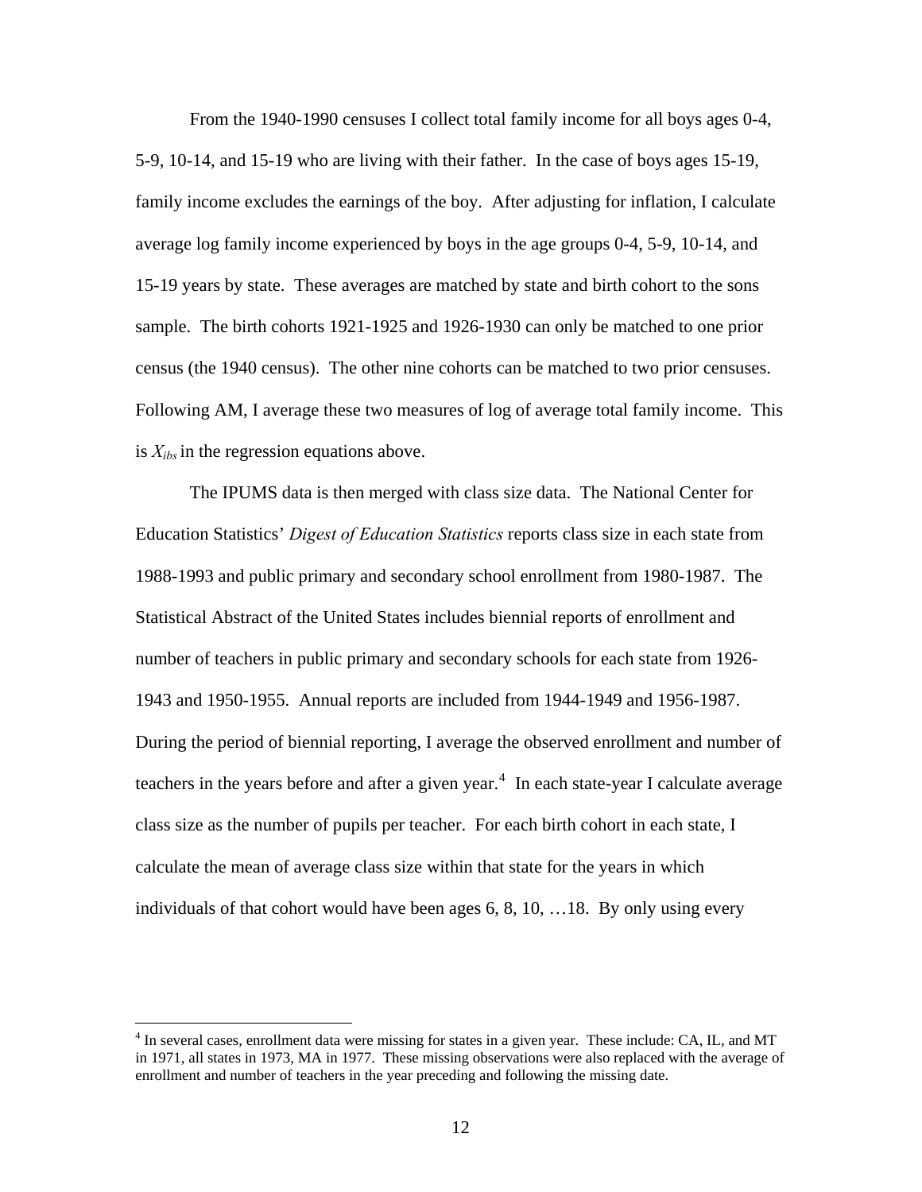From the 1940-1990 censuses I collect total family income for all boys ages 0-4, 5-9, 10-14, and 15-19 who are living with their father. In the case of boys ages 15-19, family income excludes the earnings of the boy. After adjusting for inflation, I calculate average log family income experienced by boys in the age groups 0-4, 5-9, 10-14, and 15-19 years by state. These averages are matched by state and birth cohort to the sons sample. The birth cohorts 1921-1925 and 1926-1930 can only be matched to one prior census (the 1940 census). The other nine cohorts can be matched to two prior censuses. Following AM, I average these two measures of log of average total family income. This is $X_{ibs}$ in the regression equations above.

The IPUMS data is then merged with class size data. The National Center for Education Statistics' *Digest of Education Statistics* reports class size in each state from 1988-1993 and public primary and secondary school enrollment from 1980-1987. The Statistical Abstract of the United States includes biennial reports of enrollment and number of teachers in public primary and secondary schools for each state from 1926-1943 and 1950-1955. Annual reports are included from 1944-1949 and 1956-1987. During the period of biennial reporting, I average the observed enrollment and number of teachers in the years before and after a given year.[4] In each state-year I calculate average class size as the number of pupils per teacher. For each birth cohort in each state, I calculate the mean of average class size within that state for the years in which individuals of that cohort would have been ages 6, 8, 10, …18. By only using every

[4] In several cases, enrollment data were missing for states in a given year. These include: CA, IL, and MT in 1971, all states in 1973, MA in 1977. These missing observations were also replaced with the average of enrollment and number of teachers in the year preceding and following the missing date.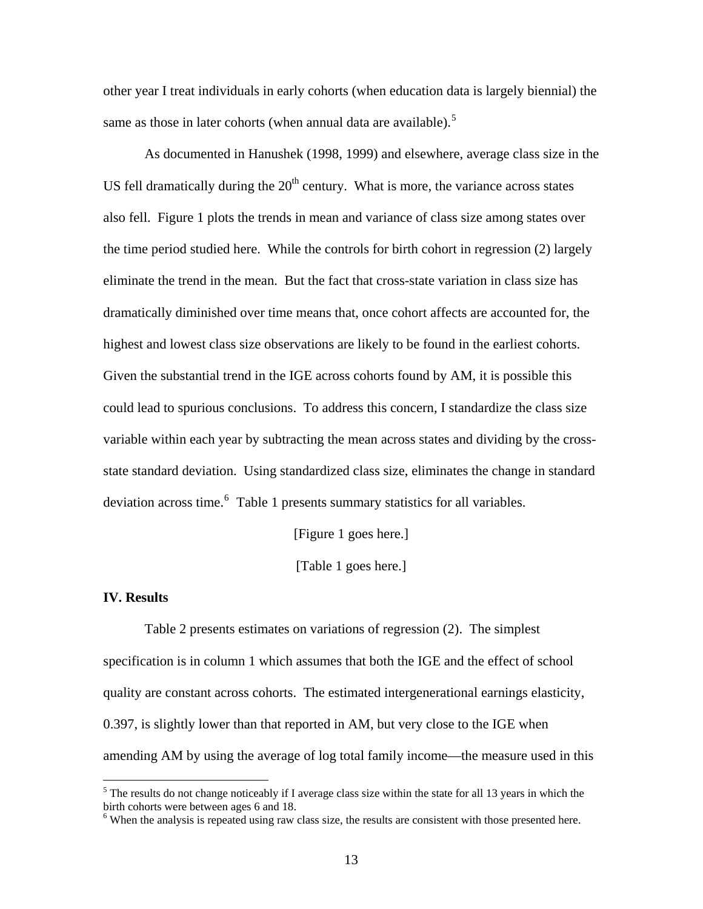other year I treat individuals in early cohorts (when education data is largely biennial) the same as those in later cohorts (when annual data are available).[5]

As documented in Hanushek (1998, 1999) and elsewhere, average class size in the US fell dramatically during the 20th century. What is more, the variance across states also fell. Figure 1 plots the trends in mean and variance of class size among states over the time period studied here. While the controls for birth cohort in regression (2) largely eliminate the trend in the mean. But the fact that cross-state variation in class size has dramatically diminished over time means that, once cohort affects are accounted for, the highest and lowest class size observations are likely to be found in the earliest cohorts. Given the substantial trend in the IGE across cohorts found by AM, it is possible this could lead to spurious conclusions. To address this concern, I standardize the class size variable within each year by subtracting the mean across states and dividing by the cross-state standard deviation. Using standardized class size, eliminates the change in standard deviation across time.[6] Table 1 presents summary statistics for all variables.

[Figure 1 goes here.]

[Table 1 goes here.]

**IV. Results**

Table 2 presents estimates on variations of regression (2). The simplest specification is in column 1 which assumes that both the IGE and the effect of school quality are constant across cohorts. The estimated intergenerational earnings elasticity, 0.397, is slightly lower than that reported in AM, but very close to the IGE when amending AM by using the average of log total family income—the measure used in this

[5] The results do not change noticeably if I average class size within the state for all 13 years in which the birth cohorts were between ages 6 and 18.

[6] When the analysis is repeated using raw class size, the results are consistent with those presented here.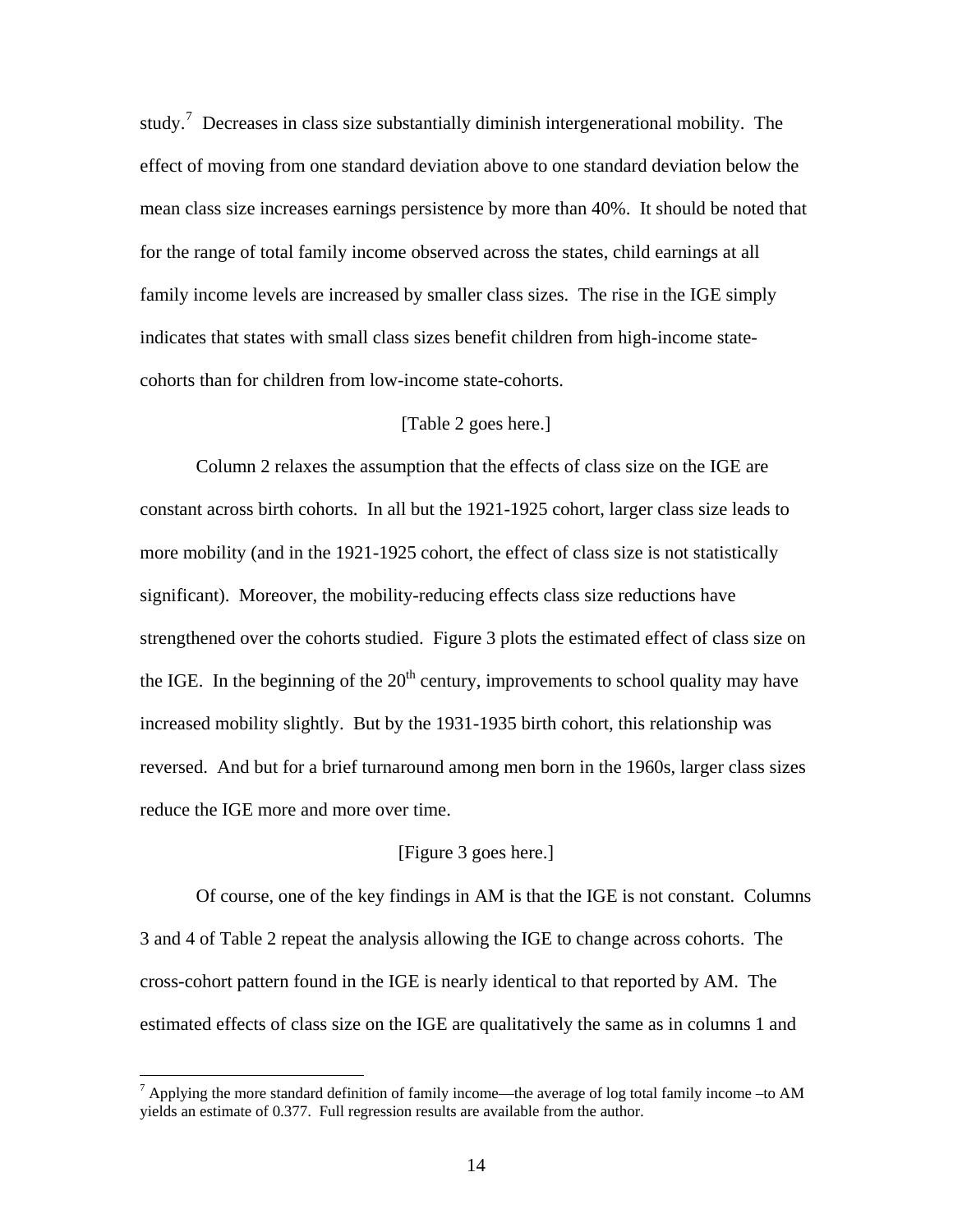study.[7] Decreases in class size substantially diminish intergenerational mobility. The effect of moving from one standard deviation above to one standard deviation below the mean class size increases earnings persistence by more than 40%. It should be noted that for the range of total family income observed across the states, child earnings at all family income levels are increased by smaller class sizes. The rise in the IGE simply indicates that states with small class sizes benefit children from high-income state-cohorts than for children from low-income state-cohorts.

[Table 2 goes here.]

Column 2 relaxes the assumption that the effects of class size on the IGE are constant across birth cohorts. In all but the 1921-1925 cohort, larger class size leads to more mobility (and in the 1921-1925 cohort, the effect of class size is not statistically significant). Moreover, the mobility-reducing effects class size reductions have strengthened over the cohorts studied. Figure 3 plots the estimated effect of class size on the IGE. In the beginning of the 20th century, improvements to school quality may have increased mobility slightly. But by the 1931-1935 birth cohort, this relationship was reversed. And but for a brief turnaround among men born in the 1960s, larger class sizes reduce the IGE more and more over time.

[Figure 3 goes here.]

Of course, one of the key findings in AM is that the IGE is not constant. Columns 3 and 4 of Table 2 repeat the analysis allowing the IGE to change across cohorts. The cross-cohort pattern found in the IGE is nearly identical to that reported by AM. The estimated effects of class size on the IGE are qualitatively the same as in columns 1 and

[7] Applying the more standard definition of family income—the average of log total family income –to AM yields an estimate of 0.377. Full regression results are available from the author.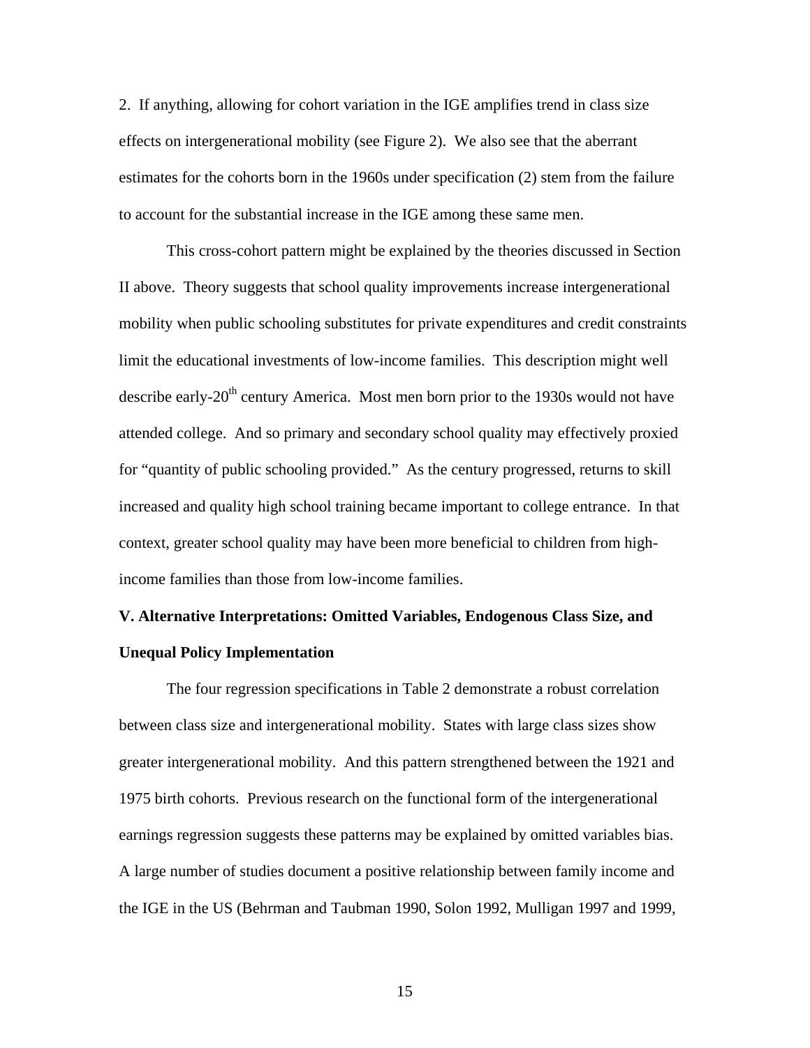2. If anything, allowing for cohort variation in the IGE amplifies trend in class size effects on intergenerational mobility (see Figure 2). We also see that the aberrant estimates for the cohorts born in the 1960s under specification (2) stem from the failure to account for the substantial increase in the IGE among these same men.

This cross-cohort pattern might be explained by the theories discussed in Section II above. Theory suggests that school quality improvements increase intergenerational mobility when public schooling substitutes for private expenditures and credit constraints limit the educational investments of low-income families. This description might well describe early-20th century America. Most men born prior to the 1930s would not have attended college. And so primary and secondary school quality may effectively proxied for "quantity of public schooling provided." As the century progressed, returns to skill increased and quality high school training became important to college entrance. In that context, greater school quality may have been more beneficial to children from high-income families than those from low-income families.

## V. Alternative Interpretations: Omitted Variables, Endogenous Class Size, and Unequal Policy Implementation

The four regression specifications in Table 2 demonstrate a robust correlation between class size and intergenerational mobility. States with large class sizes show greater intergenerational mobility. And this pattern strengthened between the 1921 and 1975 birth cohorts. Previous research on the functional form of the intergenerational earnings regression suggests these patterns may be explained by omitted variables bias. A large number of studies document a positive relationship between family income and the IGE in the US (Behrman and Taubman 1990, Solon 1992, Mulligan 1997 and 1999,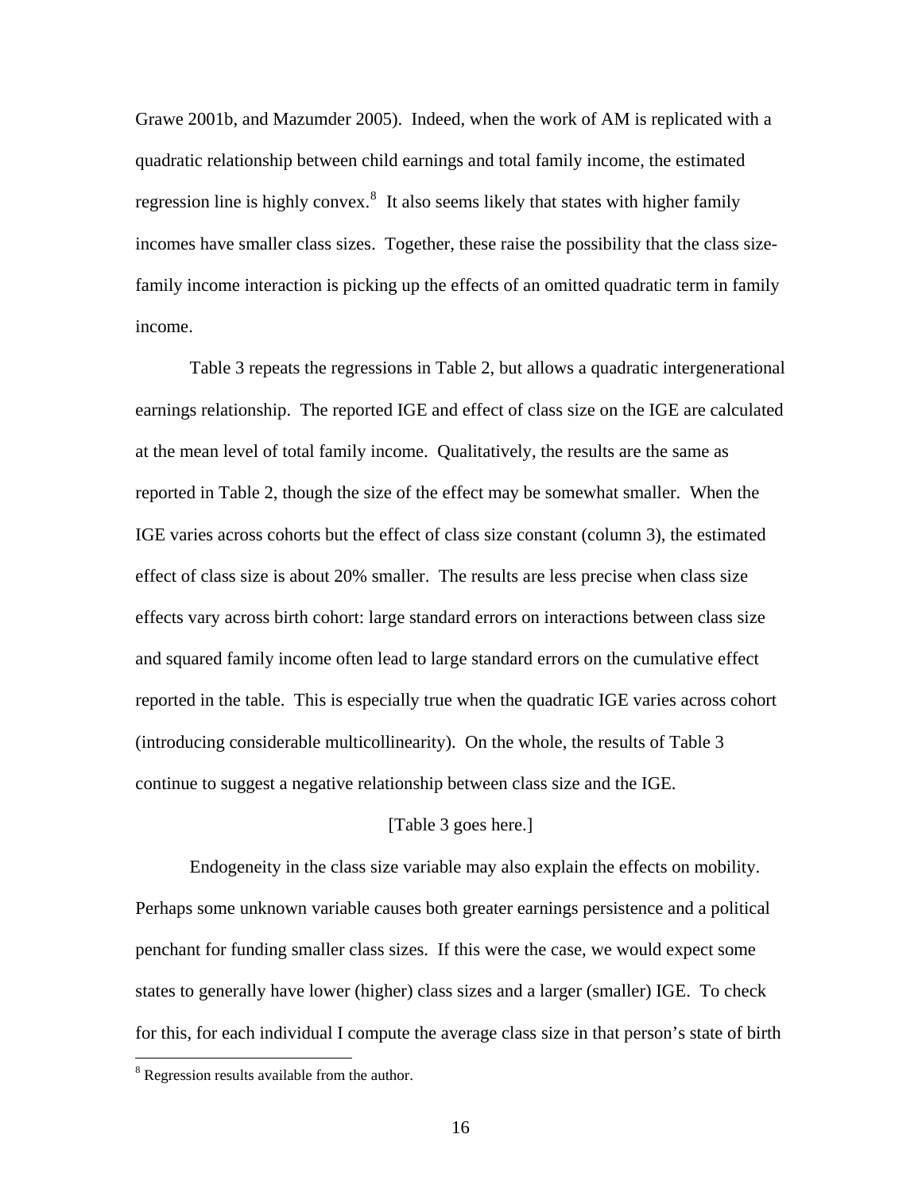Grawe 2001b, and Mazumder 2005). Indeed, when the work of AM is replicated with a quadratic relationship between child earnings and total family income, the estimated regression line is highly convex.[8] It also seems likely that states with higher family incomes have smaller class sizes. Together, these raise the possibility that the class size-family income interaction is picking up the effects of an omitted quadratic term in family income.

Table 3 repeats the regressions in Table 2, but allows a quadratic intergenerational earnings relationship. The reported IGE and effect of class size on the IGE are calculated at the mean level of total family income. Qualitatively, the results are the same as reported in Table 2, though the size of the effect may be somewhat smaller. When the IGE varies across cohorts but the effect of class size constant (column 3), the estimated effect of class size is about 20% smaller. The results are less precise when class size effects vary across birth cohort: large standard errors on interactions between class size and squared family income often lead to large standard errors on the cumulative effect reported in the table. This is especially true when the quadratic IGE varies across cohort (introducing considerable multicollinearity). On the whole, the results of Table 3 continue to suggest a negative relationship between class size and the IGE.

[Table 3 goes here.]

Endogeneity in the class size variable may also explain the effects on mobility. Perhaps some unknown variable causes both greater earnings persistence and a political penchant for funding smaller class sizes. If this were the case, we would expect some states to generally have lower (higher) class sizes and a larger (smaller) IGE. To check for this, for each individual I compute the average class size in that person's state of birth

[8] Regression results available from the author.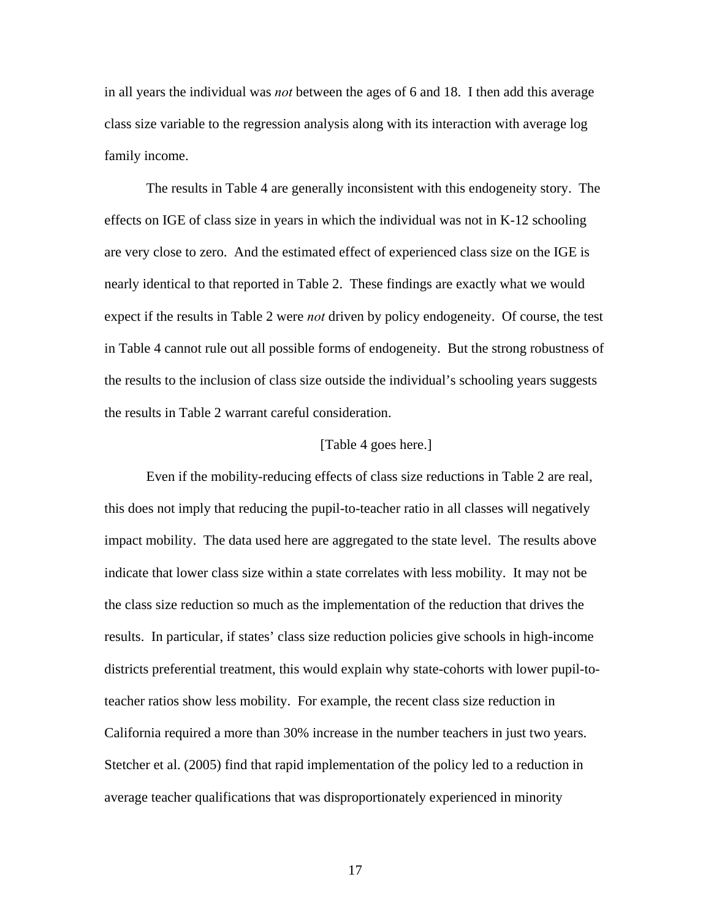in all years the individual was *not* between the ages of 6 and 18. I then add this average class size variable to the regression analysis along with its interaction with average log family income.

The results in Table 4 are generally inconsistent with this endogeneity story. The effects on IGE of class size in years in which the individual was not in K-12 schooling are very close to zero. And the estimated effect of experienced class size on the IGE is nearly identical to that reported in Table 2. These findings are exactly what we would expect if the results in Table 2 were *not* driven by policy endogeneity. Of course, the test in Table 4 cannot rule out all possible forms of endogeneity. But the strong robustness of the results to the inclusion of class size outside the individual's schooling years suggests the results in Table 2 warrant careful consideration.

[Table 4 goes here.]

Even if the mobility-reducing effects of class size reductions in Table 2 are real, this does not imply that reducing the pupil-to-teacher ratio in all classes will negatively impact mobility. The data used here are aggregated to the state level. The results above indicate that lower class size within a state correlates with less mobility. It may not be the class size reduction so much as the implementation of the reduction that drives the results. In particular, if states' class size reduction policies give schools in high-income districts preferential treatment, this would explain why state-cohorts with lower pupil-to-teacher ratios show less mobility. For example, the recent class size reduction in California required a more than 30% increase in the number teachers in just two years. Stetcher et al. (2005) find that rapid implementation of the policy led to a reduction in average teacher qualifications that was disproportionately experienced in minority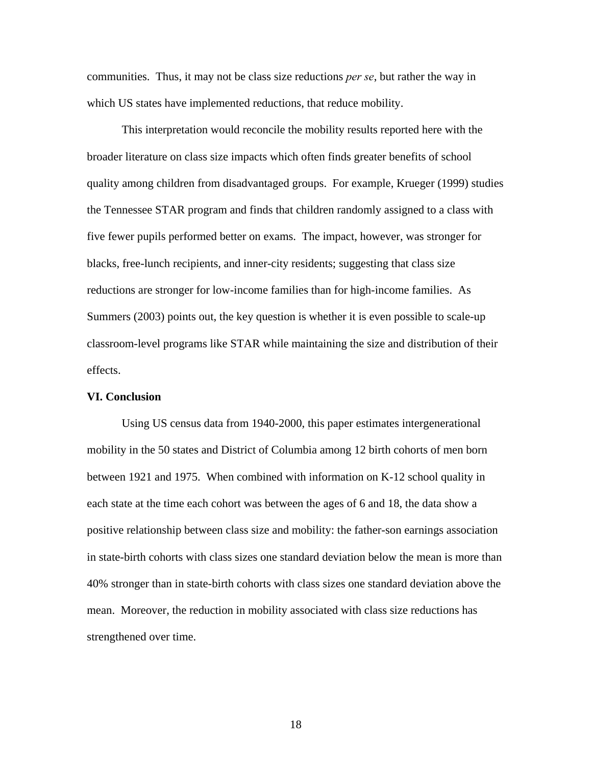communities. Thus, it may not be class size reductions *per se*, but rather the way in which US states have implemented reductions, that reduce mobility.

This interpretation would reconcile the mobility results reported here with the broader literature on class size impacts which often finds greater benefits of school quality among children from disadvantaged groups. For example, Krueger (1999) studies the Tennessee STAR program and finds that children randomly assigned to a class with five fewer pupils performed better on exams. The impact, however, was stronger for blacks, free-lunch recipients, and inner-city residents; suggesting that class size reductions are stronger for low-income families than for high-income families. As Summers (2003) points out, the key question is whether it is even possible to scale-up classroom-level programs like STAR while maintaining the size and distribution of their effects.

## VI. Conclusion

Using US census data from 1940-2000, this paper estimates intergenerational mobility in the 50 states and District of Columbia among 12 birth cohorts of men born between 1921 and 1975. When combined with information on K-12 school quality in each state at the time each cohort was between the ages of 6 and 18, the data show a positive relationship between class size and mobility: the father-son earnings association in state-birth cohorts with class sizes one standard deviation below the mean is more than 40% stronger than in state-birth cohorts with class sizes one standard deviation above the mean. Moreover, the reduction in mobility associated with class size reductions has strengthened over time.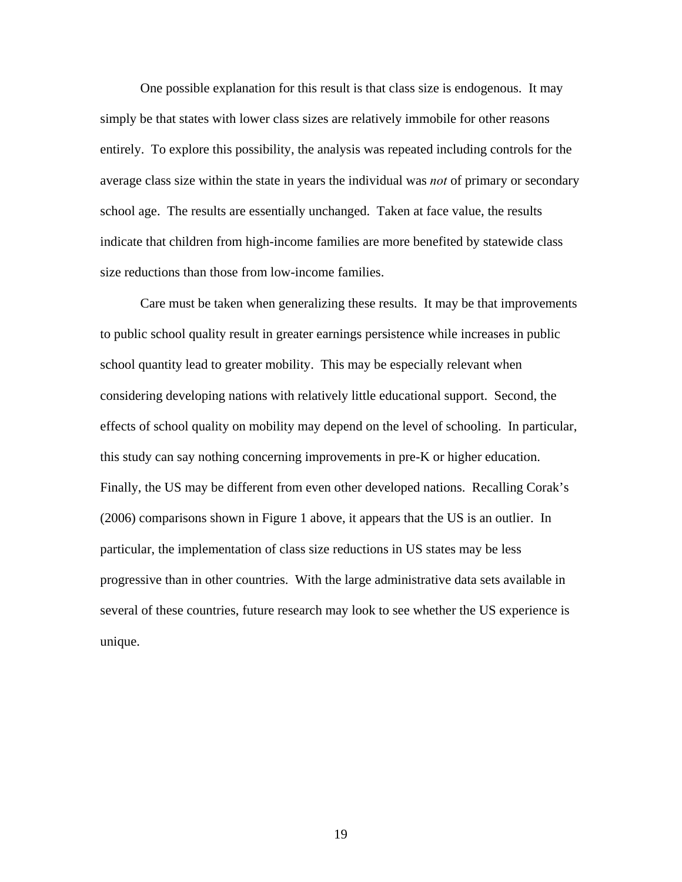One possible explanation for this result is that class size is endogenous. It may simply be that states with lower class sizes are relatively immobile for other reasons entirely. To explore this possibility, the analysis was repeated including controls for the average class size within the state in years the individual was *not* of primary or secondary school age. The results are essentially unchanged. Taken at face value, the results indicate that children from high-income families are more benefited by statewide class size reductions than those from low-income families.

Care must be taken when generalizing these results. It may be that improvements to public school quality result in greater earnings persistence while increases in public school quantity lead to greater mobility. This may be especially relevant when considering developing nations with relatively little educational support. Second, the effects of school quality on mobility may depend on the level of schooling. In particular, this study can say nothing concerning improvements in pre-K or higher education. Finally, the US may be different from even other developed nations. Recalling Corak's (2006) comparisons shown in Figure 1 above, it appears that the US is an outlier. In particular, the implementation of class size reductions in US states may be less progressive than in other countries. With the large administrative data sets available in several of these countries, future research may look to see whether the US experience is unique.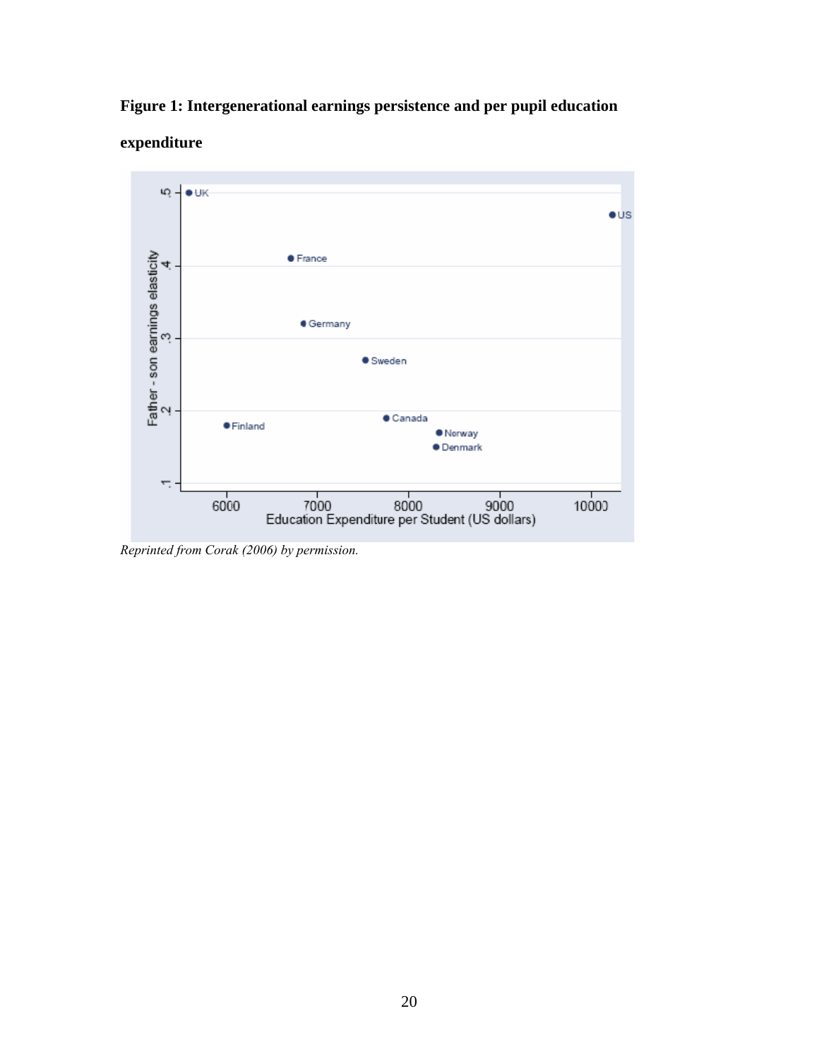**Figure 1: Intergenerational earnings persistence and per pupil education expenditure**

*Reprinted from Corak (2006) by permission.*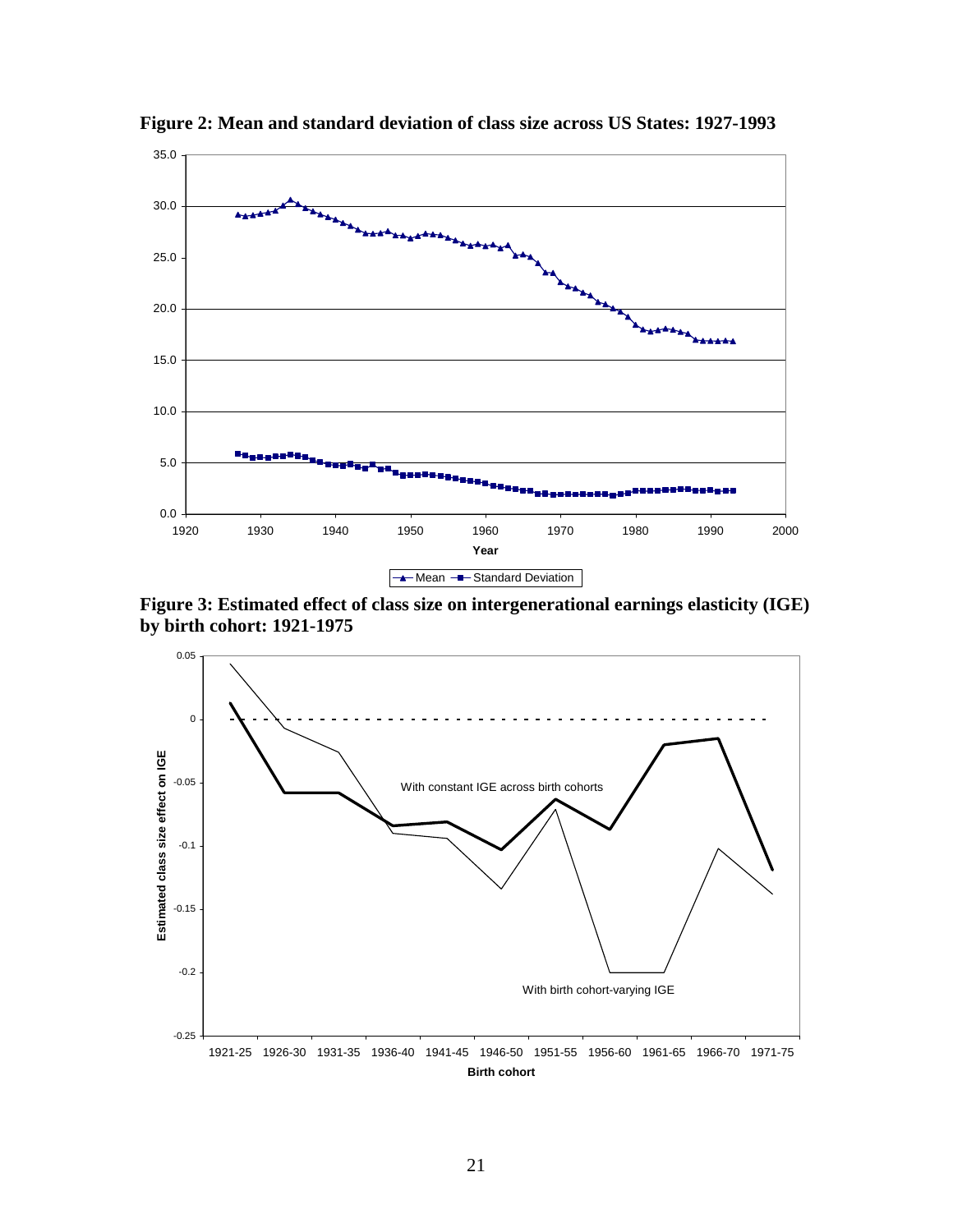**Figure 2: Mean and standard deviation of class size across US States: 1927-1993**

**Figure 3: Estimated effect of class size on intergenerational earnings elasticity (IGE) by birth cohort: 1921-1975**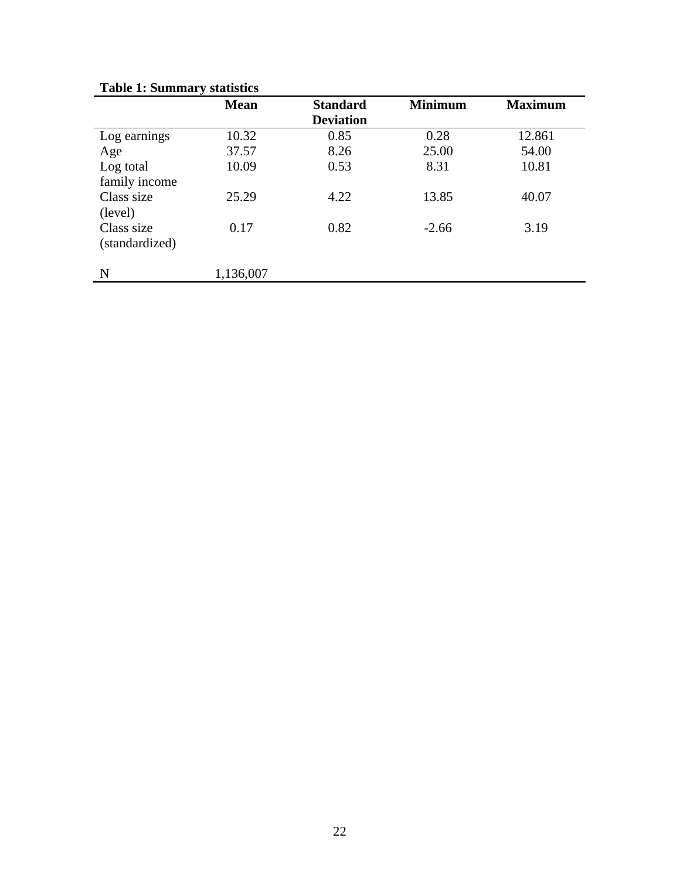**Table 1: Summary statistics**

| | Mean | Standard Deviation | Minimum | Maximum |
|---|---|---|---|---|
| Log earnings | 10.32 | 0.85 | 0.28 | 12.861 |
| Age | 37.57 | 8.26 | 25.00 | 54.00 |
| Log total family income | 10.09 | 0.53 | 8.31 | 10.81 |
| Class size (level) | 25.29 | 4.22 | 13.85 | 40.07 |
| Class size (standardized) | 0.17 | 0.82 | -2.66 | 3.19 |
| N | 1,136,007 | | | |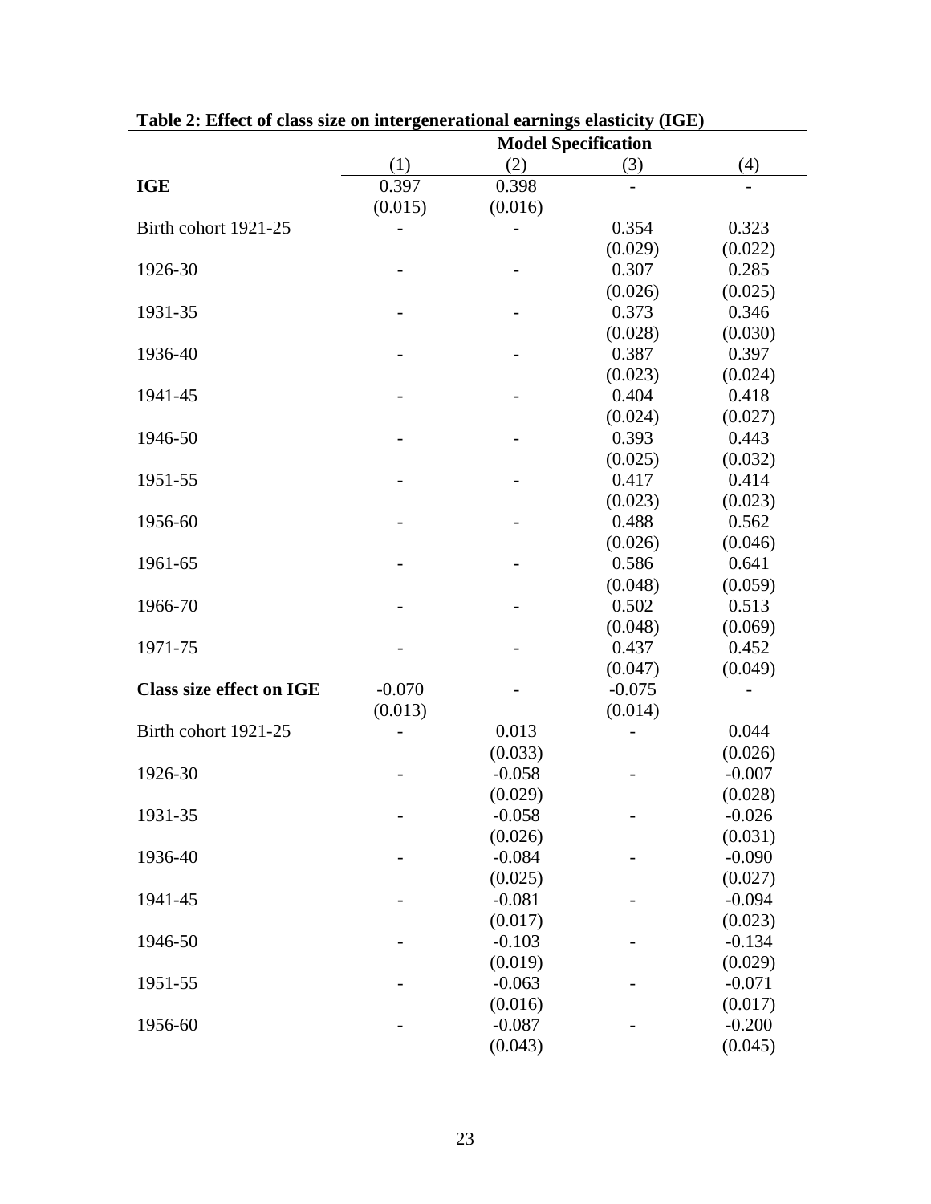**Table 2: Effect of class size on intergenerational earnings elasticity (IGE)**

| | Model Specification | | | |
|---|---|---|---|---|
| | (1) | (2) | (3) | (4) |
| **IGE** | 0.397 | 0.398 | - | - |
| | (0.015) | (0.016) | | |
| Birth cohort 1921-25 | - | - | 0.354 | 0.323 |
| | | | (0.029) | (0.022) |
| 1926-30 | - | - | 0.307 | 0.285 |
| | | | (0.026) | (0.025) |
| 1931-35 | - | - | 0.373 | 0.346 |
| | | | (0.028) | (0.030) |
| 1936-40 | - | - | 0.387 | 0.397 |
| | | | (0.023) | (0.024) |
| 1941-45 | - | - | 0.404 | 0.418 |
| | | | (0.024) | (0.027) |
| 1946-50 | - | - | 0.393 | 0.443 |
| | | | (0.025) | (0.032) |
| 1951-55 | - | - | 0.417 | 0.414 |
| | | | (0.023) | (0.023) |
| 1956-60 | - | - | 0.488 | 0.562 |
| | | | (0.026) | (0.046) |
| 1961-65 | - | - | 0.586 | 0.641 |
| | | | (0.048) | (0.059) |
| 1966-70 | - | - | 0.502 | 0.513 |
| | | | (0.048) | (0.069) |
| 1971-75 | - | - | 0.437 | 0.452 |
| | | | (0.047) | (0.049) |
| **Class size effect on IGE** | -0.070 | - | -0.075 | - |
| | (0.013) | | (0.014) | |
| Birth cohort 1921-25 | - | 0.013 | - | 0.044 |
| | | (0.033) | | (0.026) |
| 1926-30 | - | -0.058 | - | -0.007 |
| | | (0.029) | | (0.028) |
| 1931-35 | - | -0.058 | - | -0.026 |
| | | (0.026) | | (0.031) |
| 1936-40 | - | -0.084 | - | -0.090 |
| | | (0.025) | | (0.027) |
| 1941-45 | - | -0.081 | - | -0.094 |
| | | (0.017) | | (0.023) |
| 1946-50 | - | -0.103 | - | -0.134 |
| | | (0.019) | | (0.029) |
| 1951-55 | - | -0.063 | - | -0.071 |
| | | (0.016) | | (0.017) |
| 1956-60 | - | -0.087 | - | -0.200 |
| | | (0.043) | | (0.045) |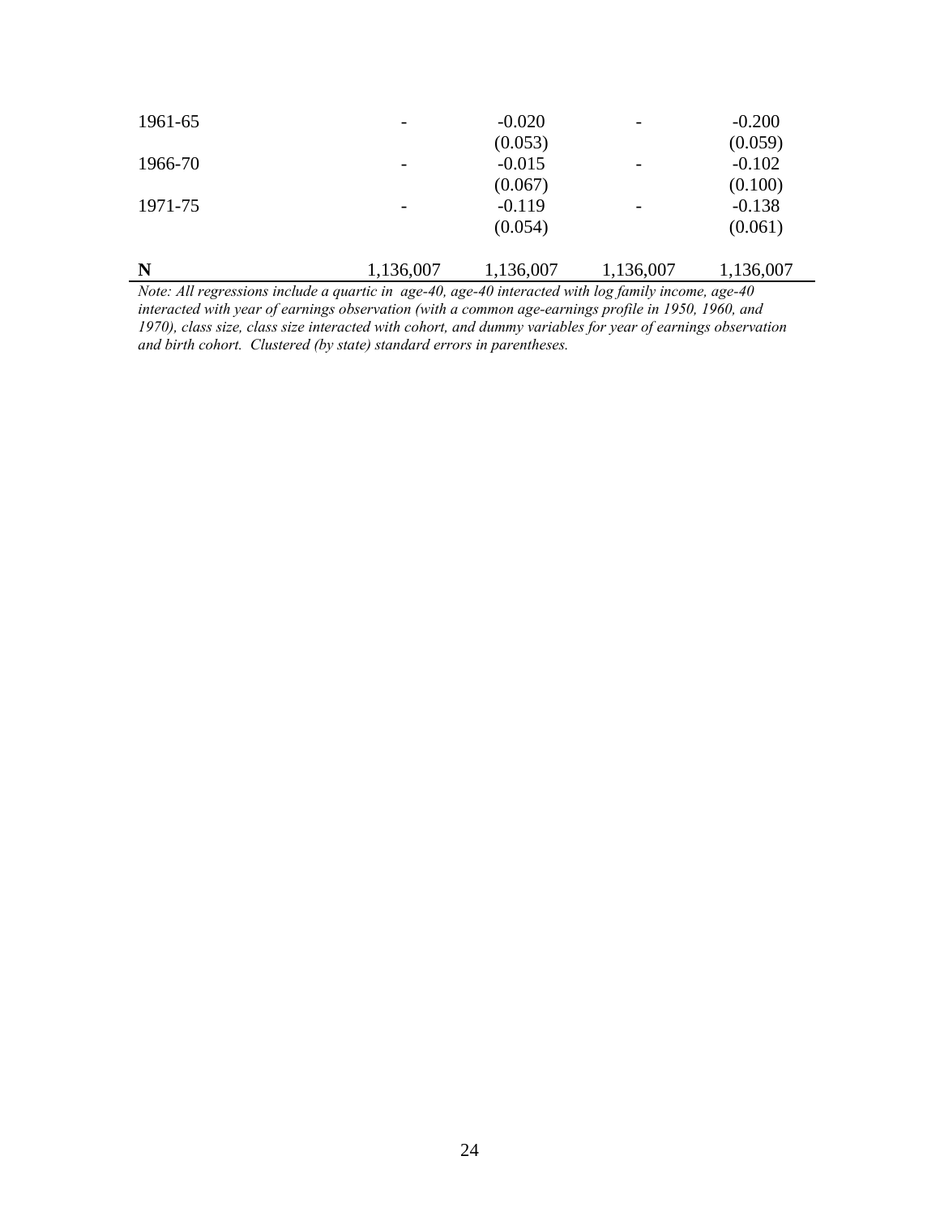| | | | | |
|---|---|---|---|---|
| 1961-65 | - | -0.020 | - | -0.200 |
| | | (0.053) | | (0.059) |
| 1966-70 | - | -0.015 | - | -0.102 |
| | | (0.067) | | (0.100) |
| 1971-75 | - | -0.119 | - | -0.138 |
| | | (0.054) | | (0.061) |
| **N** | 1,136,007 | 1,136,007 | 1,136,007 | 1,136,007 |

*Note: All regressions include a quartic in age-40, age-40 interacted with log family income, age-40 interacted with year of earnings observation (with a common age-earnings profile in 1950, 1960, and 1970), class size, class size interacted with cohort, and dummy variables for year of earnings observation and birth cohort. Clustered (by state) standard errors in parentheses.*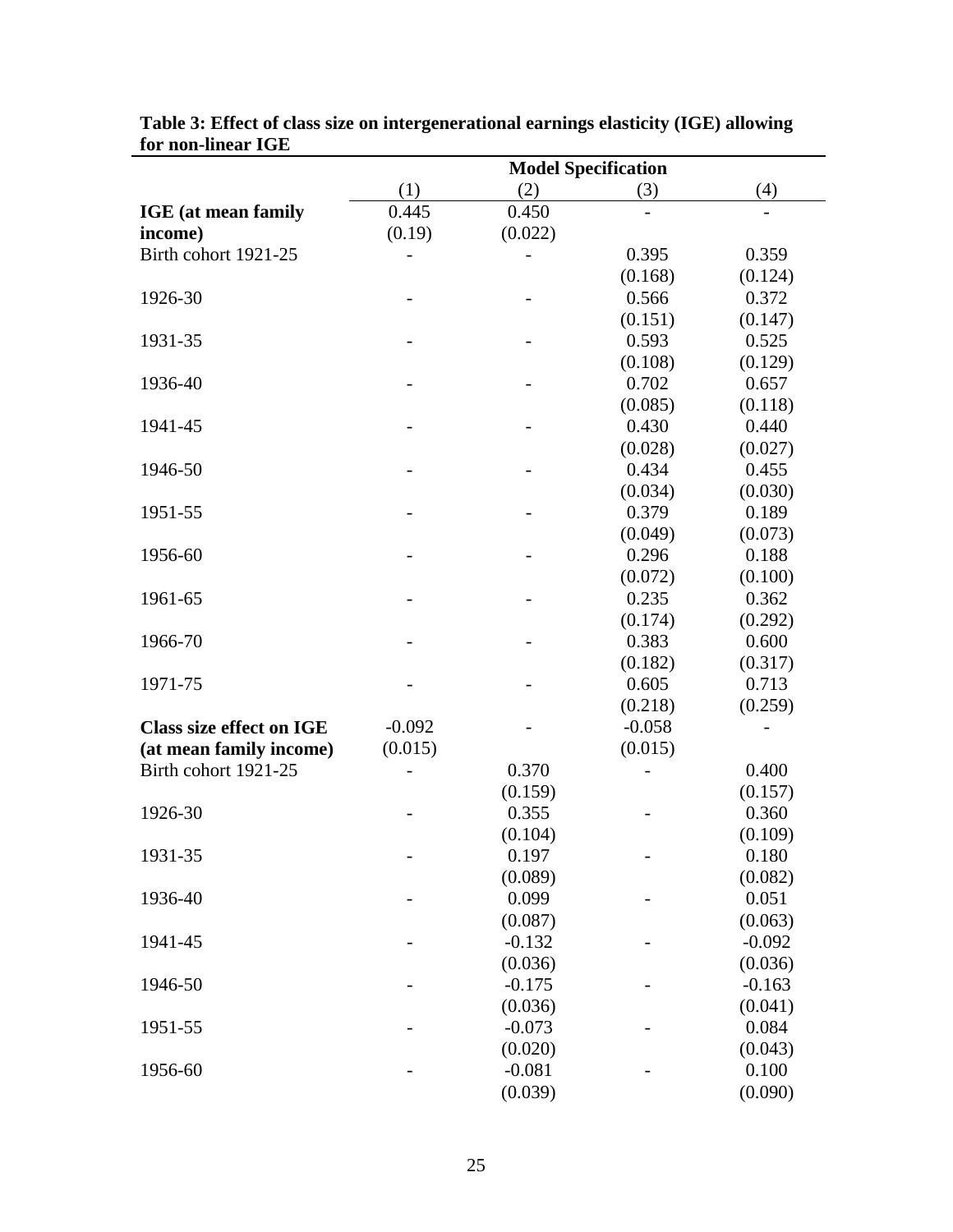**Table 3: Effect of class size on intergenerational earnings elasticity (IGE) allowing for non-linear IGE**

| | Model Specification | | | |
|---|---|---|---|---|
| | (1) | (2) | (3) | (4) |
| **IGE (at mean family income)** | 0.445 | 0.450 | - | - |
| | (0.19) | (0.022) | | |
| Birth cohort 1921-25 | - | - | 0.395 | 0.359 |
| | | | (0.168) | (0.124) |
| 1926-30 | - | - | 0.566 | 0.372 |
| | | | (0.151) | (0.147) |
| 1931-35 | - | - | 0.593 | 0.525 |
| | | | (0.108) | (0.129) |
| 1936-40 | - | - | 0.702 | 0.657 |
| | | | (0.085) | (0.118) |
| 1941-45 | - | - | 0.430 | 0.440 |
| | | | (0.028) | (0.027) |
| 1946-50 | - | - | 0.434 | 0.455 |
| | | | (0.034) | (0.030) |
| 1951-55 | - | - | 0.379 | 0.189 |
| | | | (0.049) | (0.073) |
| 1956-60 | - | - | 0.296 | 0.188 |
| | | | (0.072) | (0.100) |
| 1961-65 | - | - | 0.235 | 0.362 |
| | | | (0.174) | (0.292) |
| 1966-70 | - | - | 0.383 | 0.600 |
| | | | (0.182) | (0.317) |
| 1971-75 | - | - | 0.605 | 0.713 |
| | | | (0.218) | (0.259) |
| **Class size effect on IGE (at mean family income)** | -0.092 | - | -0.058 | - |
| | (0.015) | | (0.015) | |
| Birth cohort 1921-25 | - | 0.370 | - | 0.400 |
| | | (0.159) | | (0.157) |
| 1926-30 | - | 0.355 | - | 0.360 |
| | | (0.104) | | (0.109) |
| 1931-35 | - | 0.197 | - | 0.180 |
| | | (0.089) | | (0.082) |
| 1936-40 | - | 0.099 | - | 0.051 |
| | | (0.087) | | (0.063) |
| 1941-45 | - | -0.132 | - | -0.092 |
| | | (0.036) | | (0.036) |
| 1946-50 | - | -0.175 | - | -0.163 |
| | | (0.036) | | (0.041) |
| 1951-55 | - | -0.073 | - | 0.084 |
| | | (0.020) | | (0.043) |
| 1956-60 | - | -0.081 | - | 0.100 |
| | | (0.039) | | (0.090) |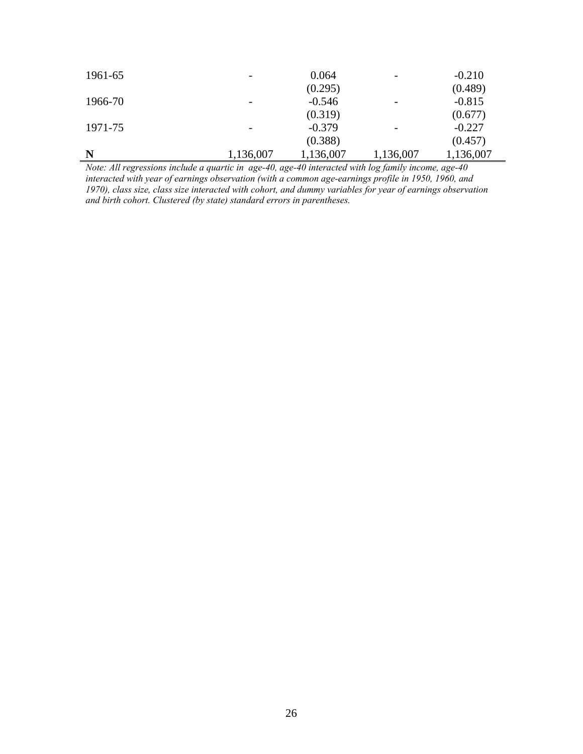| | | | | |
|---|---|---|---|---|
| 1961-65 | - | 0.064 | - | -0.210 |
| | | (0.295) | | (0.489) |
| 1966-70 | - | -0.546 | - | -0.815 |
| | | (0.319) | | (0.677) |
| 1971-75 | - | -0.379 | - | -0.227 |
| | | (0.388) | | (0.457) |
| **N** | 1,136,007 | 1,136,007 | 1,136,007 | 1,136,007 |

*Note: All regressions include a quartic in age-40, age-40 interacted with log family income, age-40 interacted with year of earnings observation (with a common age-earnings profile in 1950, 1960, and 1970), class size, class size interacted with cohort, and dummy variables for year of earnings observation and birth cohort. Clustered (by state) standard errors in parentheses.*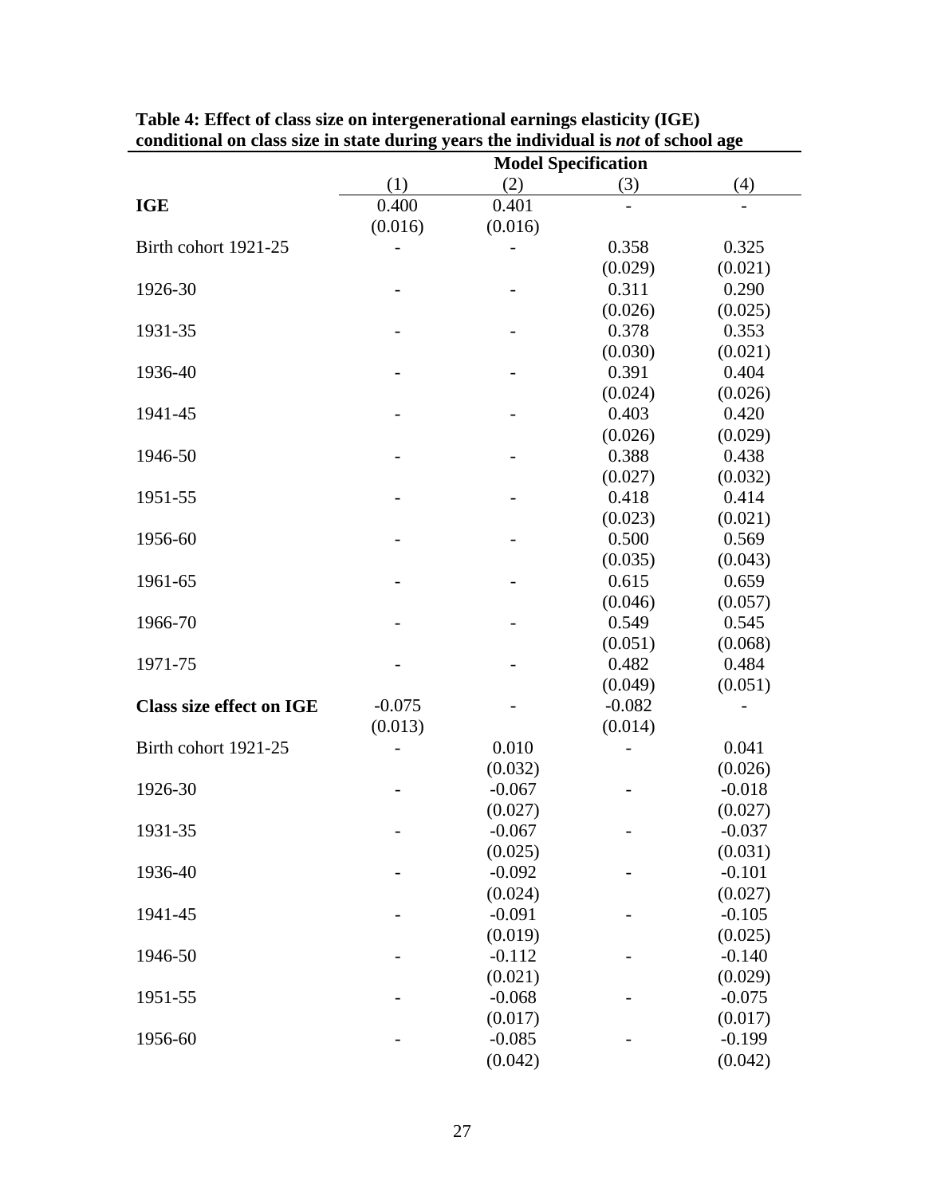**Table 4: Effect of class size on intergenerational earnings elasticity (IGE) conditional on class size in state during years the individual is *not* of school age**

| | Model Specification | | | |
|---|---|---|---|---|
| | (1) | (2) | (3) | (4) |
| **IGE** | 0.400 | 0.401 | - | - |
| | (0.016) | (0.016) | | |
| Birth cohort 1921-25 | - | - | 0.358 | 0.325 |
| | | | (0.029) | (0.021) |
| 1926-30 | - | - | 0.311 | 0.290 |
| | | | (0.026) | (0.025) |
| 1931-35 | - | - | 0.378 | 0.353 |
| | | | (0.030) | (0.021) |
| 1936-40 | - | - | 0.391 | 0.404 |
| | | | (0.024) | (0.026) |
| 1941-45 | - | - | 0.403 | 0.420 |
| | | | (0.026) | (0.029) |
| 1946-50 | - | - | 0.388 | 0.438 |
| | | | (0.027) | (0.032) |
| 1951-55 | - | - | 0.418 | 0.414 |
| | | | (0.023) | (0.021) |
| 1956-60 | - | - | 0.500 | 0.569 |
| | | | (0.035) | (0.043) |
| 1961-65 | - | - | 0.615 | 0.659 |
| | | | (0.046) | (0.057) |
| 1966-70 | - | - | 0.549 | 0.545 |
| | | | (0.051) | (0.068) |
| 1971-75 | - | - | 0.482 | 0.484 |
| | | | (0.049) | (0.051) |
| **Class size effect on IGE** | -0.075 | - | -0.082 | - |
| | (0.013) | | (0.014) | |
| Birth cohort 1921-25 | - | 0.010 | - | 0.041 |
| | | (0.032) | | (0.026) |
| 1926-30 | - | -0.067 | - | -0.018 |
| | | (0.027) | | (0.027) |
| 1931-35 | - | -0.067 | - | -0.037 |
| | | (0.025) | | (0.031) |
| 1936-40 | - | -0.092 | - | -0.101 |
| | | (0.024) | | (0.027) |
| 1941-45 | - | -0.091 | - | -0.105 |
| | | (0.019) | | (0.025) |
| 1946-50 | - | -0.112 | - | -0.140 |
| | | (0.021) | | (0.029) |
| 1951-55 | - | -0.068 | - | -0.075 |
| | | (0.017) | | (0.017) |
| 1956-60 | - | -0.085 | - | -0.199 |
| | | (0.042) | | (0.042) |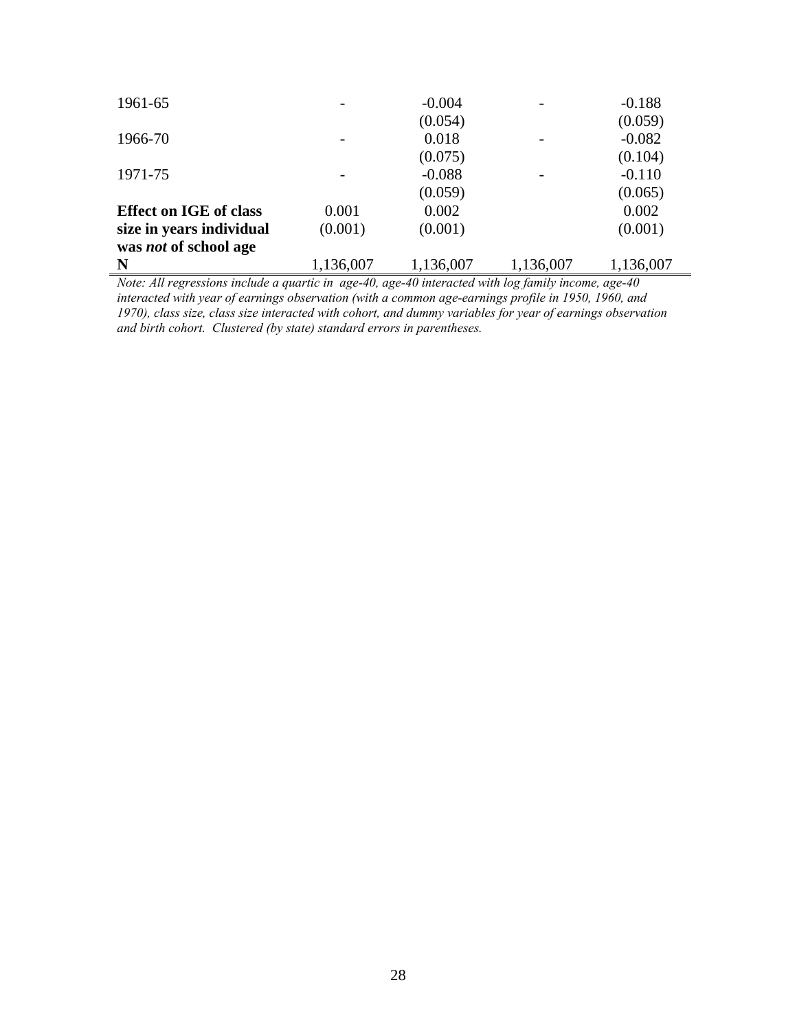| | | | | |
|---|---|---|---|---|
| 1961-65 | - | -0.004 | - | -0.188 |
| | | (0.054) | | (0.059) |
| 1966-70 | - | 0.018 | - | -0.082 |
| | | (0.075) | | (0.104) |
| 1971-75 | - | -0.088 | - | -0.110 |
| | | (0.059) | | (0.065) |
| **Effect on IGE of class size in years individual was *not* of school age** | 0.001 | 0.002 | | 0.002 |
| | (0.001) | (0.001) | | (0.001) |
| **N** | 1,136,007 | 1,136,007 | 1,136,007 | 1,136,007 |

*Note: All regressions include a quartic in age-40, age-40 interacted with log family income, age-40 interacted with year of earnings observation (with a common age-earnings profile in 1950, 1960, and 1970), class size, class size interacted with cohort, and dummy variables for year of earnings observation and birth cohort. Clustered (by state) standard errors in parentheses.*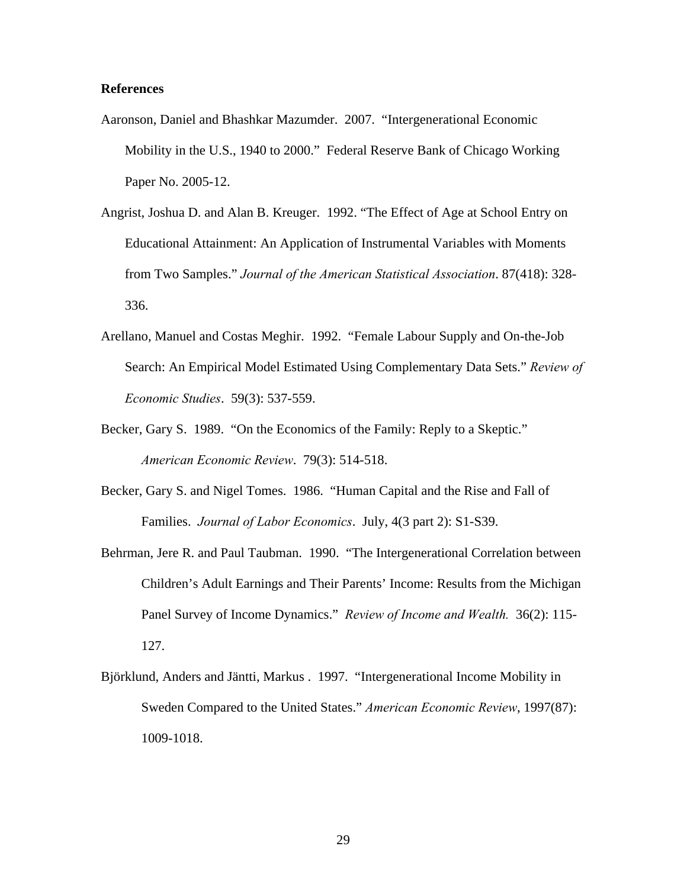**References**

Aaronson, Daniel and Bhashkar Mazumder. 2007. "Intergenerational Economic Mobility in the U.S., 1940 to 2000." Federal Reserve Bank of Chicago Working Paper No. 2005-12.

Angrist, Joshua D. and Alan B. Kreuger. 1992. "The Effect of Age at School Entry on Educational Attainment: An Application of Instrumental Variables with Moments from Two Samples." *Journal of the American Statistical Association*. 87(418): 328-336.

Arellano, Manuel and Costas Meghir. 1992. "Female Labour Supply and On-the-Job Search: An Empirical Model Estimated Using Complementary Data Sets." *Review of Economic Studies*. 59(3): 537-559.

Becker, Gary S. 1989. "On the Economics of the Family: Reply to a Skeptic." *American Economic Review*. 79(3): 514-518.

Becker, Gary S. and Nigel Tomes. 1986. "Human Capital and the Rise and Fall of Families. *Journal of Labor Economics*. July, 4(3 part 2): S1-S39.

Behrman, Jere R. and Paul Taubman. 1990. "The Intergenerational Correlation between Children's Adult Earnings and Their Parents' Income: Results from the Michigan Panel Survey of Income Dynamics." *Review of Income and Wealth.* 36(2): 115-127.

Björklund, Anders and Jäntti, Markus . 1997. "Intergenerational Income Mobility in Sweden Compared to the United States." *American Economic Review*, 1997(87): 1009-1018.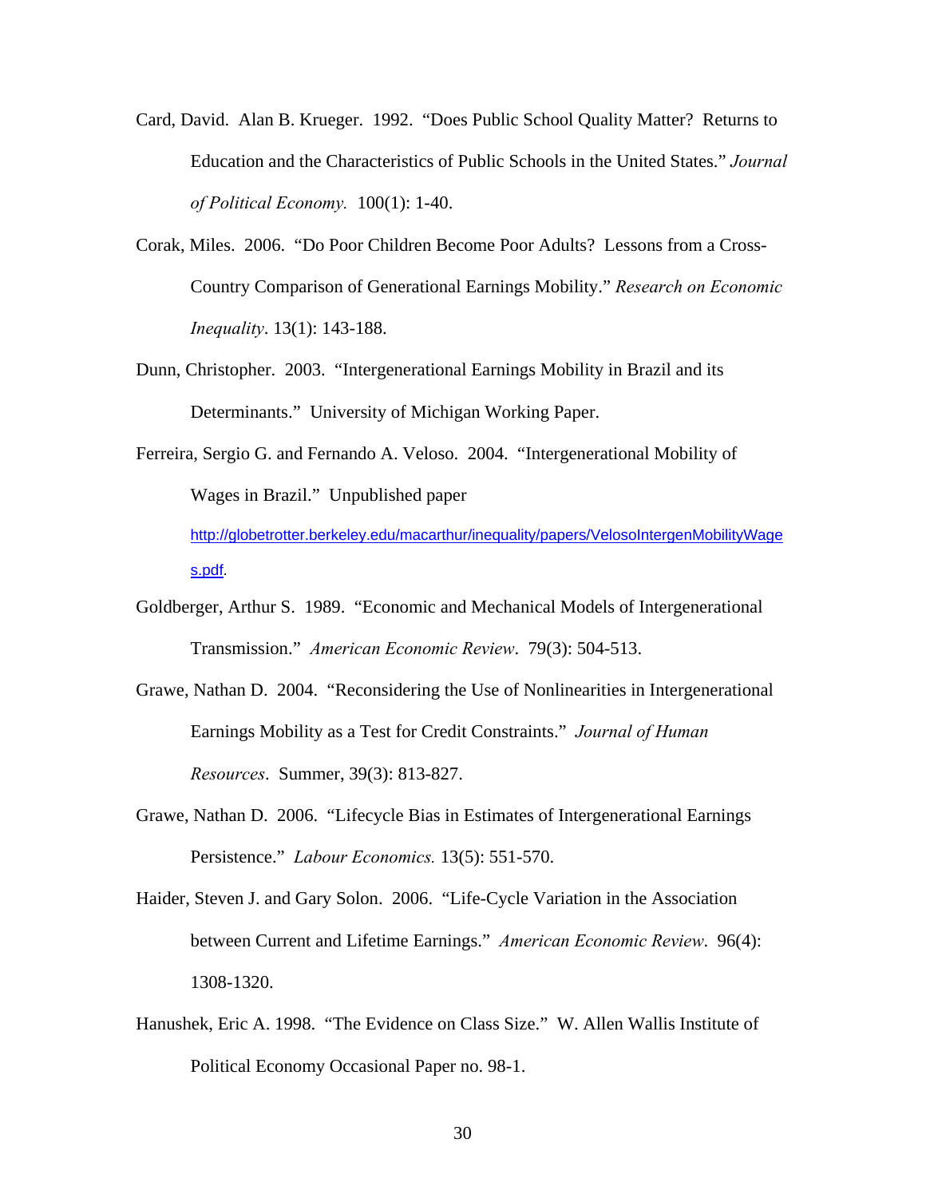Card, David. Alan B. Krueger. 1992. "Does Public School Quality Matter? Returns to Education and the Characteristics of Public Schools in the United States." *Journal of Political Economy.* 100(1): 1-40.

Corak, Miles. 2006. "Do Poor Children Become Poor Adults? Lessons from a Cross-Country Comparison of Generational Earnings Mobility." *Research on Economic Inequality*. 13(1): 143-188.

Dunn, Christopher. 2003. "Intergenerational Earnings Mobility in Brazil and its Determinants." University of Michigan Working Paper.

Ferreira, Sergio G. and Fernando A. Veloso. 2004. "Intergenerational Mobility of Wages in Brazil." Unpublished paper http://globetrotter.berkeley.edu/macarthur/inequality/papers/VelosoIntergenMobilityWages.pdf.

Goldberger, Arthur S. 1989. "Economic and Mechanical Models of Intergenerational Transmission." *American Economic Review*. 79(3): 504-513.

Grawe, Nathan D. 2004. "Reconsidering the Use of Nonlinearities in Intergenerational Earnings Mobility as a Test for Credit Constraints." *Journal of Human Resources*. Summer, 39(3): 813-827.

Grawe, Nathan D. 2006. "Lifecycle Bias in Estimates of Intergenerational Earnings Persistence." *Labour Economics.* 13(5): 551-570.

Haider, Steven J. and Gary Solon. 2006. "Life-Cycle Variation in the Association between Current and Lifetime Earnings." *American Economic Review*. 96(4): 1308-1320.

Hanushek, Eric A. 1998. "The Evidence on Class Size." W. Allen Wallis Institute of Political Economy Occasional Paper no. 98-1.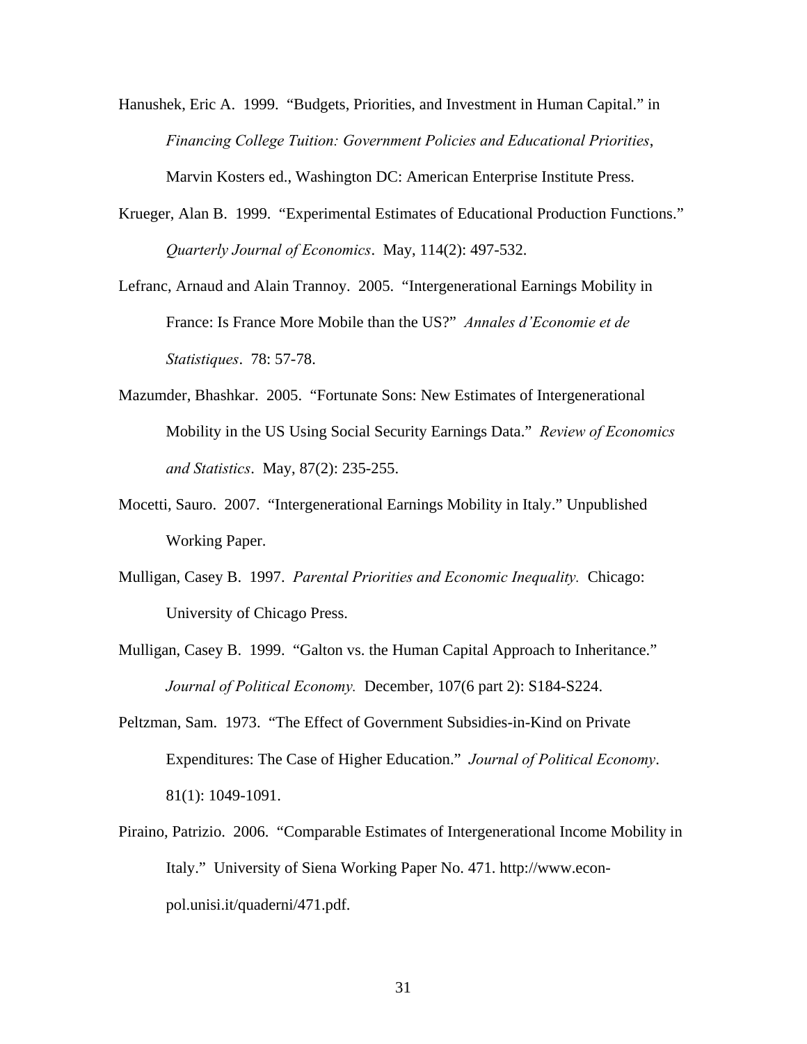Hanushek, Eric A. 1999. "Budgets, Priorities, and Investment in Human Capital." in *Financing College Tuition: Government Policies and Educational Priorities*, Marvin Kosters ed., Washington DC: American Enterprise Institute Press.

Krueger, Alan B. 1999. "Experimental Estimates of Educational Production Functions." *Quarterly Journal of Economics*. May, 114(2): 497-532.

Lefranc, Arnaud and Alain Trannoy. 2005. "Intergenerational Earnings Mobility in France: Is France More Mobile than the US?" *Annales d'Economie et de Statistiques*. 78: 57-78.

Mazumder, Bhashkar. 2005. "Fortunate Sons: New Estimates of Intergenerational Mobility in the US Using Social Security Earnings Data." *Review of Economics and Statistics*. May, 87(2): 235-255.

Mocetti, Sauro. 2007. "Intergenerational Earnings Mobility in Italy." Unpublished Working Paper.

Mulligan, Casey B. 1997. *Parental Priorities and Economic Inequality.* Chicago: University of Chicago Press.

Mulligan, Casey B. 1999. "Galton vs. the Human Capital Approach to Inheritance." *Journal of Political Economy.* December, 107(6 part 2): S184-S224.

Peltzman, Sam. 1973. "The Effect of Government Subsidies-in-Kind on Private Expenditures: The Case of Higher Education." *Journal of Political Economy*. 81(1): 1049-1091.

Piraino, Patrizio. 2006. "Comparable Estimates of Intergenerational Income Mobility in Italy." University of Siena Working Paper No. 471. http://www.econ-pol.unisi.it/quaderni/471.pdf.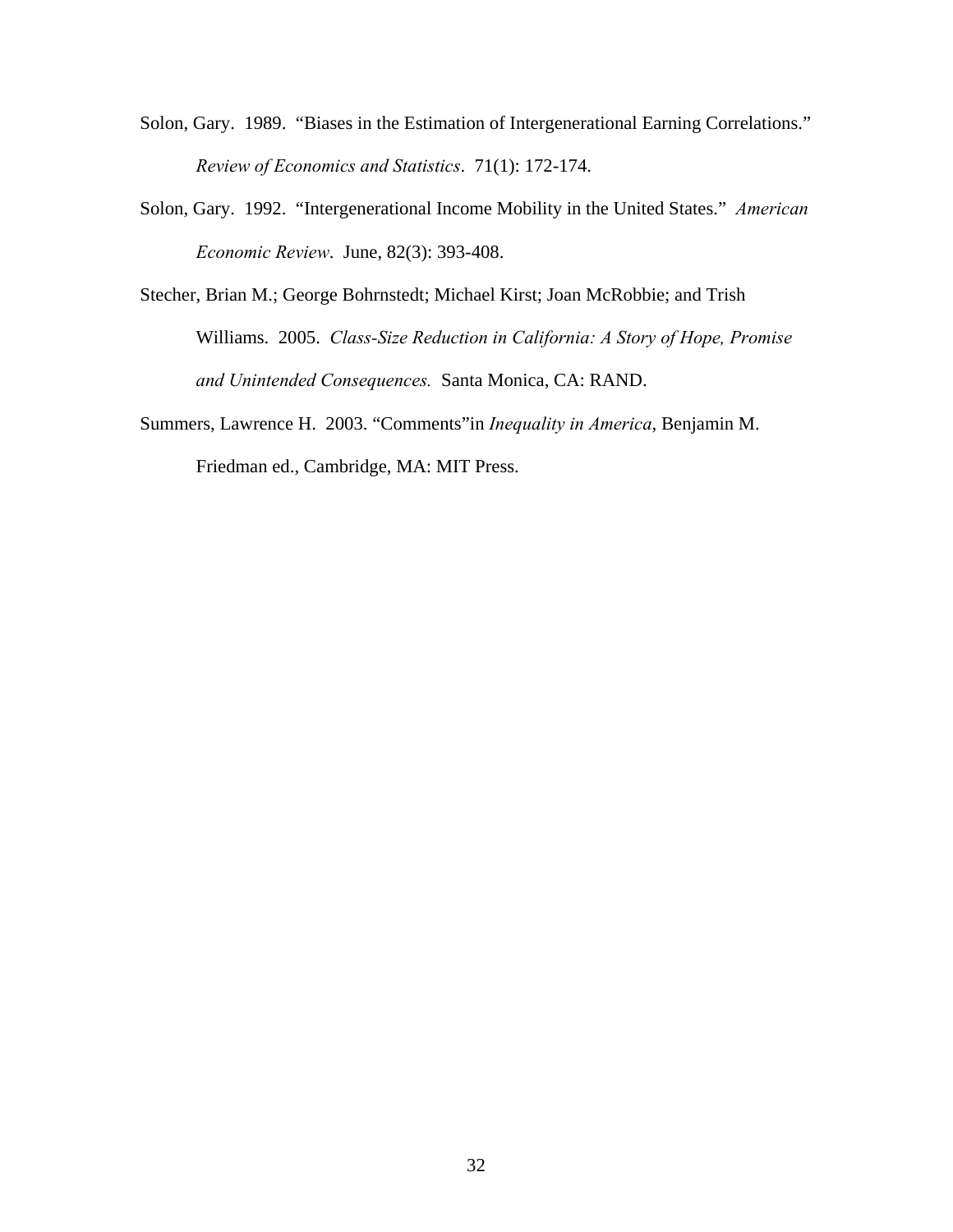Solon, Gary. 1989. "Biases in the Estimation of Intergenerational Earning Correlations." *Review of Economics and Statistics*. 71(1): 172-174.

Solon, Gary. 1992. "Intergenerational Income Mobility in the United States." *American Economic Review*. June, 82(3): 393-408.

Stecher, Brian M.; George Bohrnstedt; Michael Kirst; Joan McRobbie; and Trish Williams. 2005. *Class-Size Reduction in California: A Story of Hope, Promise and Unintended Consequences.* Santa Monica, CA: RAND.

Summers, Lawrence H. 2003. "Comments"in *Inequality in America*, Benjamin M. Friedman ed., Cambridge, MA: MIT Press.